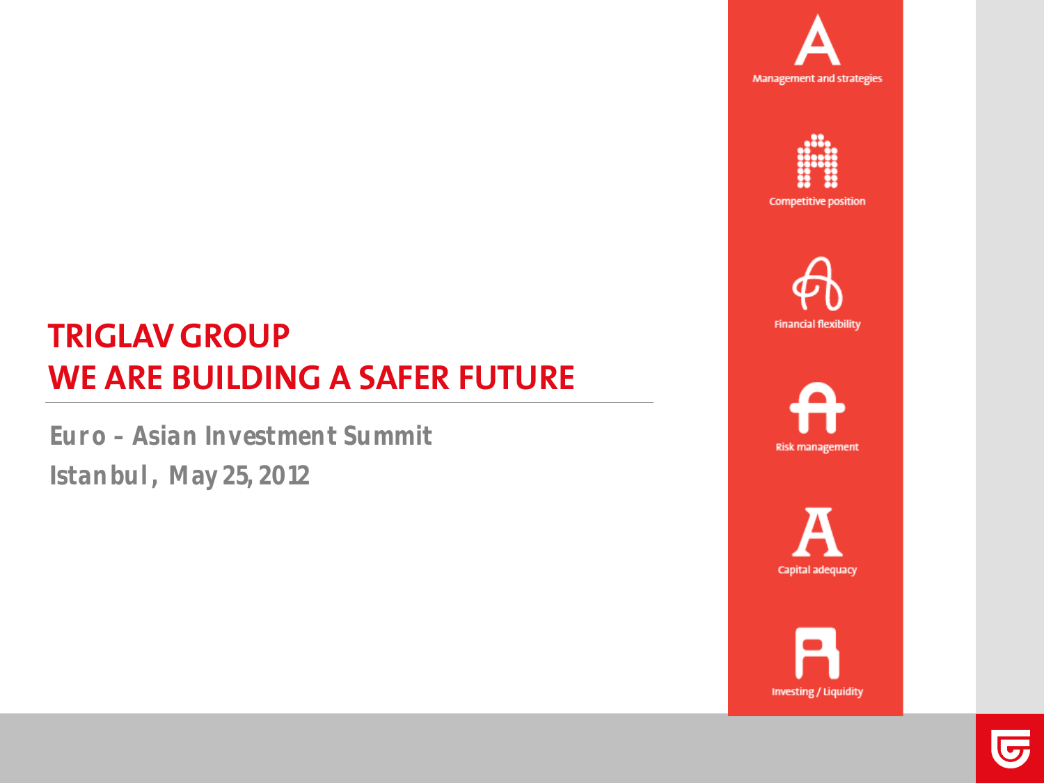# TRIGLAV GROUP
# WE ARE BUILDING A SAFER FUTURE

**Euro – Asian Investment Summit**

**Istanbul, May 25, 2012**

Management and strategies

Competitive position

Financial flexibility

Risk management

Capital adequacy

Investing / Liquidity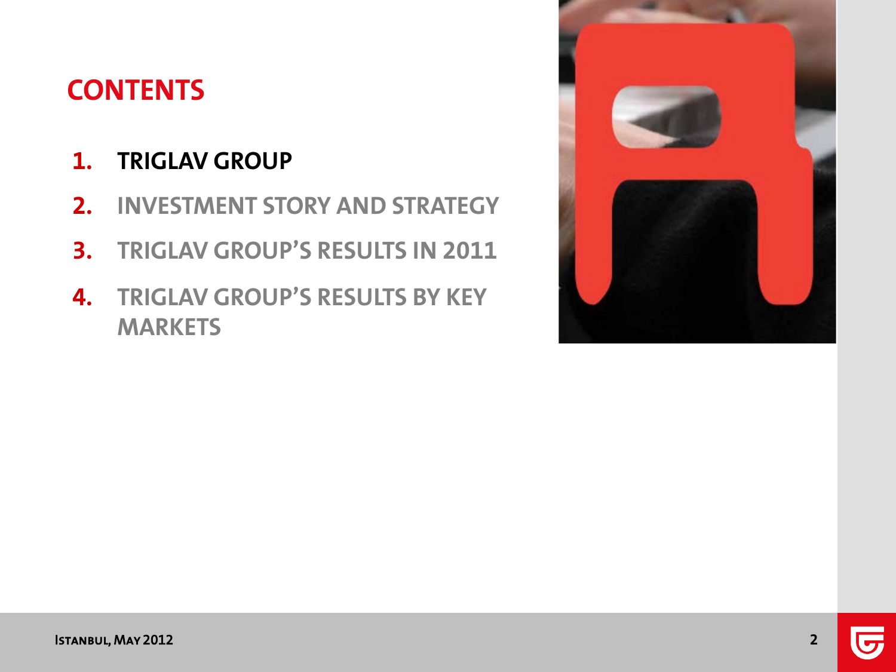# CONTENTS

1. **TRIGLAV GROUP**
2. INVESTMENT STORY AND STRATEGY
3. TRIGLAV GROUP'S RESULTS IN 2011
4. TRIGLAV GROUP'S RESULTS BY KEY MARKETS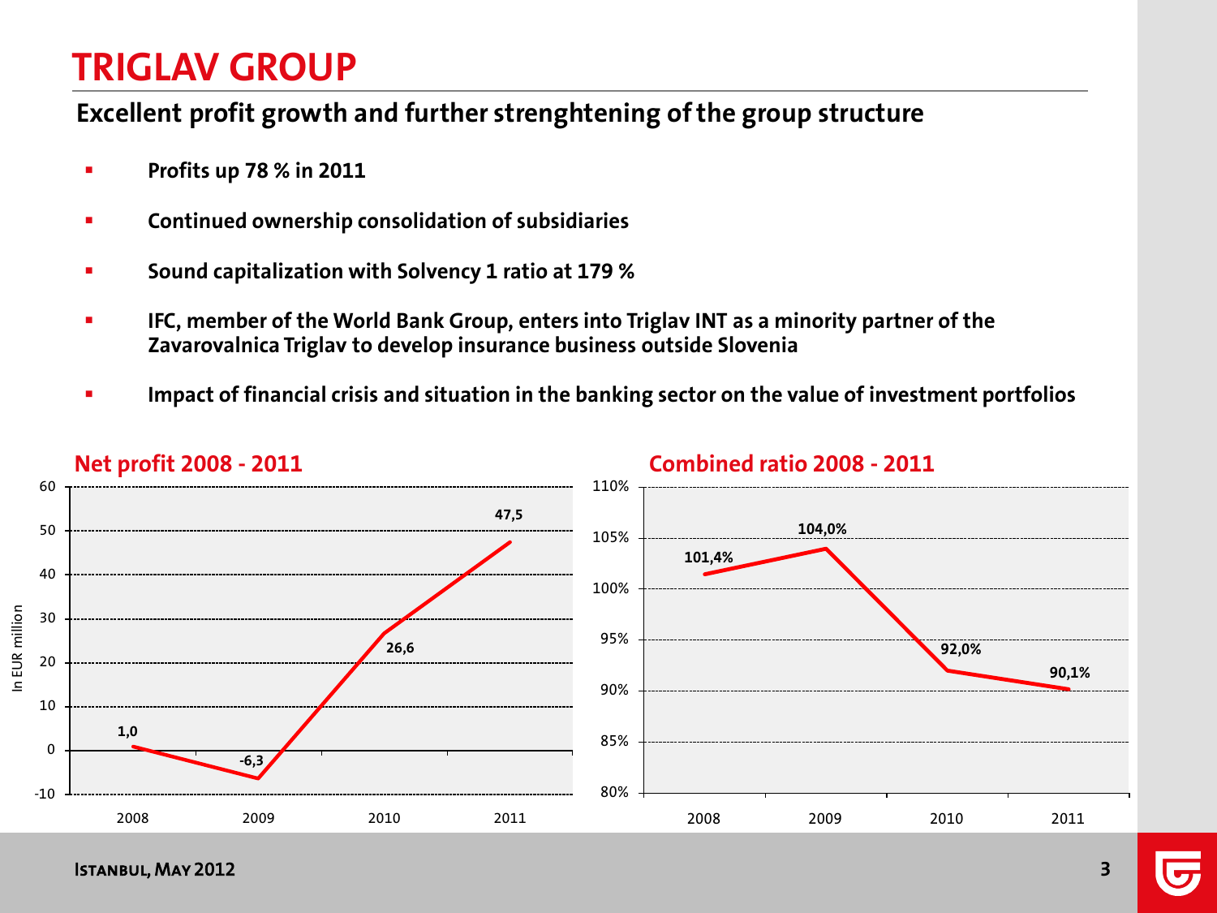# TRIGLAV GROUP

## Excellent profit growth and further strenghtening of the group structure

- **Profits up 78 % in 2011**
- **Continued ownership consolidation of subsidiaries**
- **Sound capitalization with Solvency 1 ratio at 179 %**
- **IFC, member of the World Bank Group, enters into Triglav INT as a minority partner of the Zavarovalnica Triglav to develop insurance business outside Slovenia**
- **Impact of financial crisis and situation in the banking sector on the value of investment portfolios**

### Net profit 2008 - 2011

In EUR million

| 2008 | 2009 | 2010 | 2011 |
|---|---|---|---|
| 1,0 | -6,3 | 26,6 | 47,5 |

### Combined ratio 2008 - 2011

| 2008 | 2009 | 2010 | 2011 |
|---|---|---|---|
| 101,4% | 104,0% | 92,0% | 90,1% |

Istanbul, May 2012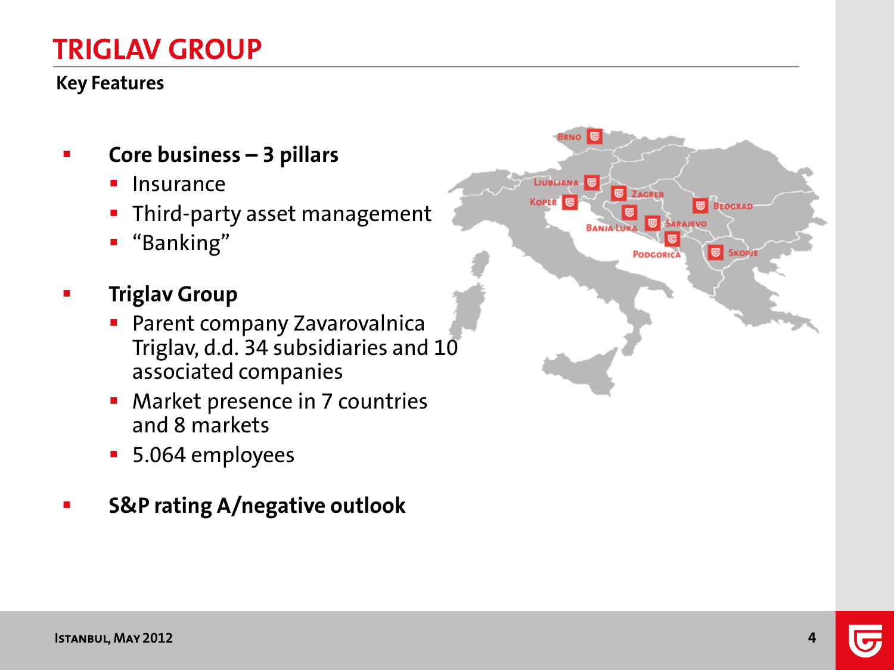# TRIGLAV GROUP

## Key Features

- **Core business – 3 pillars**
  - Insurance
  - Third-party asset management
  - “Banking”
- **Triglav Group**
  - Parent company Zavarovalnica Triglav, d.d. 34 subsidiaries and 10 associated companies
  - Market presence in 7 countries and 8 markets
  - 5.064 employees
- **S&P rating A/negative outlook**

Brno
Ljubljana
Koper
Zagreb
Beograd
Banja Luka
Sarajevo
Podgorica
Skopje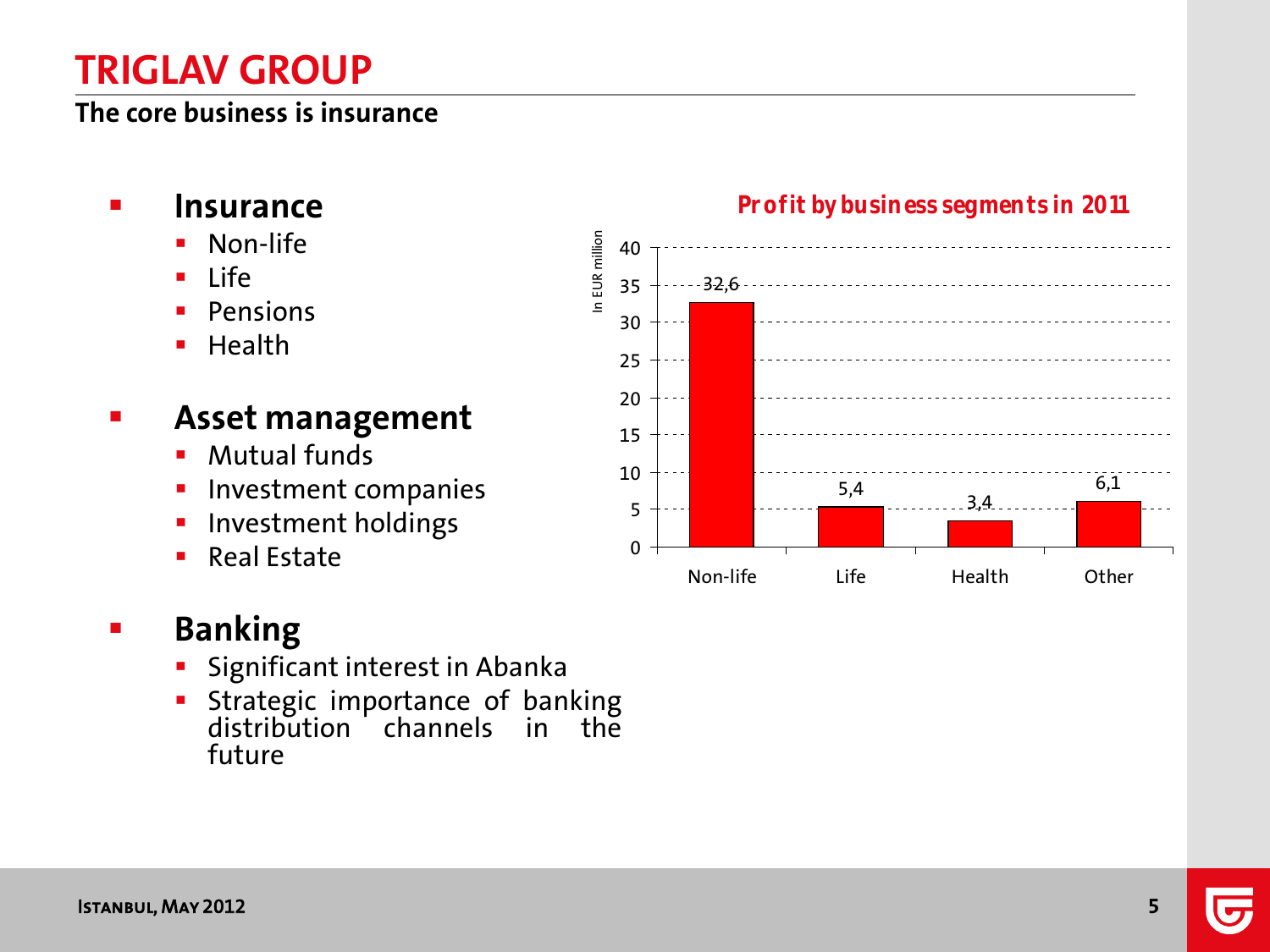# TRIGLAV GROUP

**The core business is insurance**

- **Insurance**
  - Non-life
  - Life
  - Pensions
  - Health
- **Asset management**
  - Mutual funds
  - Investment companies
  - Investment holdings
  - Real Estate
- **Banking**
  - Significant interest in Abanka
  - Strategic importance of banking distribution channels in the future

**Profit by business segments in 2011**

In EUR million

| Segment | Profit |
| --- | --- |
| Non-life | 32,6 |
| Life | 5,4 |
| Health | 3,4 |
| Other | 6,1 |

Istanbul, May 2012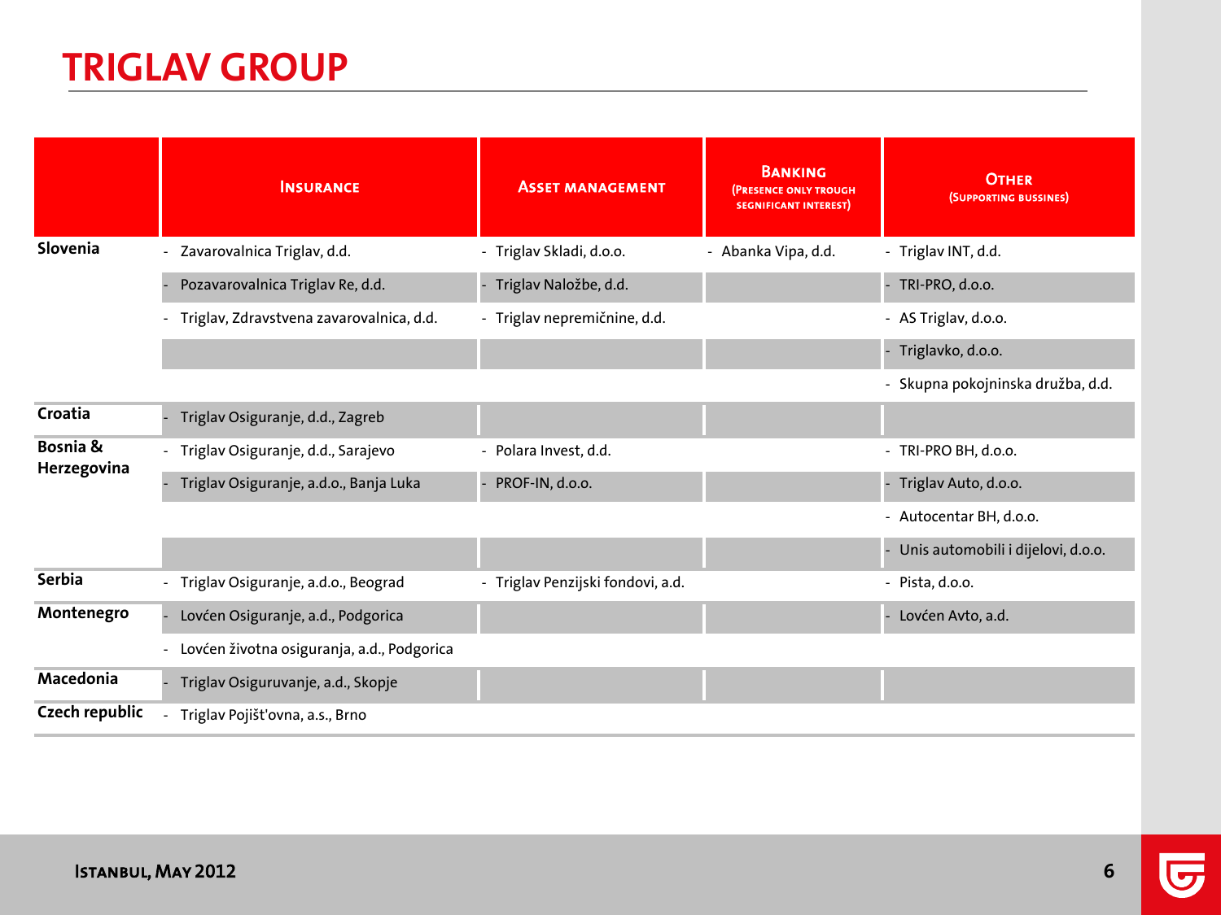# TRIGLAV GROUP

| | Insurance | Asset management | Banking (Presence only trough segnificant interest) | Other (Supporting bussines) |
|---|---|---|---|---|
| **Slovenia** | - Zavarovalnica Triglav, d.d. | - Triglav Skladi, d.o.o. | - Abanka Vipa, d.d. | - Triglav INT, d.d. |
| | - Pozavarovalnica Triglav Re, d.d. | - Triglav Naložbe, d.d. | | - TRI-PRO, d.o.o. |
| | - Triglav, Zdravstvena zavarovalnica, d.d. | - Triglav nepremičnine, d.d. | | - AS Triglav, d.o.o. |
| | | | | - Triglavko, d.o.o. |
| | | | | - Skupna pokojninska družba, d.d. |
| **Croatia** | - Triglav Osiguranje, d.d., Zagreb | | | |
| **Bosnia & Herzegovina** | - Triglav Osiguranje, d.d., Sarajevo | - Polara Invest, d.d. | | - TRI-PRO BH, d.o.o. |
| | - Triglav Osiguranje, a.d.o., Banja Luka | - PROF-IN, d.o.o. | | - Triglav Auto, d.o.o. |
| | | | | - Autocentar BH, d.o.o. |
| | | | | - Unis automobili i dijelovi, d.o.o. |
| **Serbia** | - Triglav Osiguranje, a.d.o., Beograd | - Triglav Penzijski fondovi, a.d. | | - Pista, d.o.o. |
| **Montenegro** | - Lovćen Osiguranje, a.d., Podgorica | | | - Lovćen Avto, a.d. |
| | - Lovćen životna osiguranja, a.d., Podgorica | | | |
| **Macedonia** | - Triglav Osiguruvanje, a.d., Skopje | | | |
| **Czech republic** | - Triglav Pojišt'ovna, a.s., Brno | | | |

Istanbul, May 2012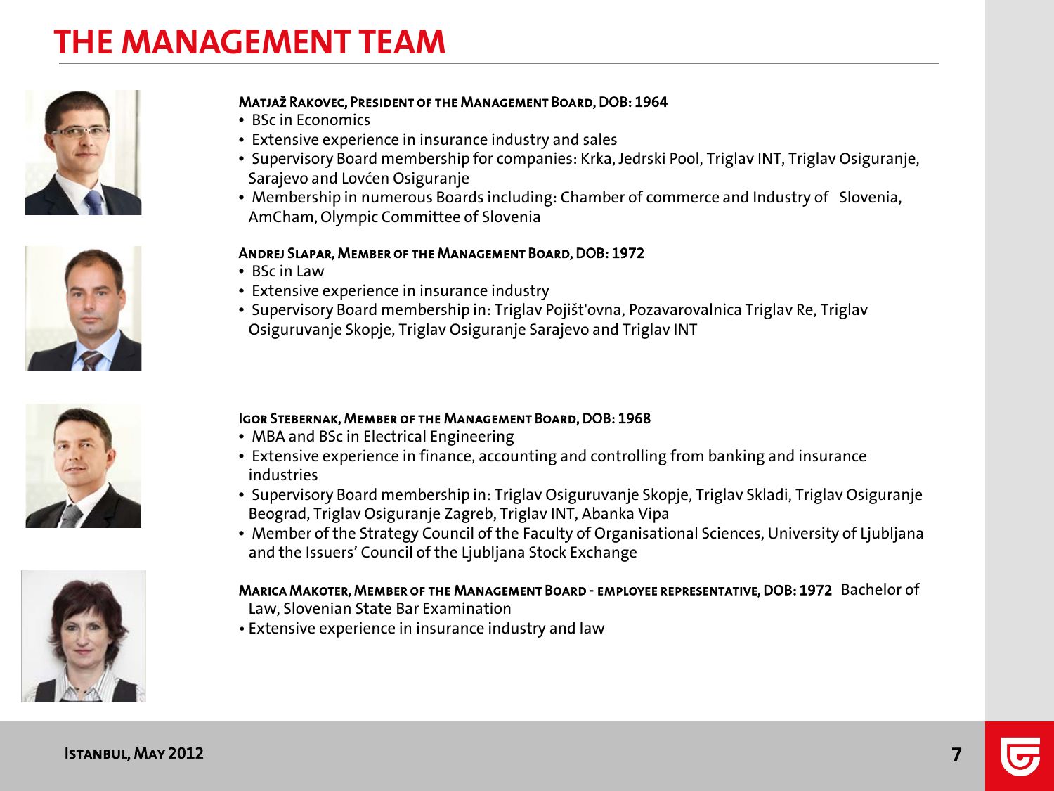# THE MANAGEMENT TEAM

**Matjaž Rakovec, President of the Management Board, DOB: 1964**

- BSc in Economics
- Extensive experience in insurance industry and sales
- Supervisory Board membership for companies: Krka, Jedrski Pool, Triglav INT, Triglav Osiguranje, Sarajevo and Lovćen Osiguranje
- Membership in numerous Boards including: Chamber of commerce and Industry of Slovenia, AmCham, Olympic Committee of Slovenia

**Andrej Slapar, Member of the Management Board, DOB: 1972**

- BSc in Law
- Extensive experience in insurance industry
- Supervisory Board membership in: Triglav Pojišt'ovna, Pozavarovalnica Triglav Re, Triglav Osiguruvanje Skopje, Triglav Osiguranje Sarajevo and Triglav INT

**Igor Stebernak, Member of the Management Board, DOB: 1968**

- MBA and BSc in Electrical Engineering
- Extensive experience in finance, accounting and controlling from banking and insurance industries
- Supervisory Board membership in: Triglav Osiguruvanje Skopje, Triglav Skladi, Triglav Osiguranje Beograd, Triglav Osiguranje Zagreb, Triglav INT, Abanka Vipa
- Member of the Strategy Council of the Faculty of Organisational Sciences, University of Ljubljana and the Issuers' Council of the Ljubljana Stock Exchange

**Marica Makoter, Member of the Management Board - employee representative, DOB: 1972** Bachelor of Law, Slovenian State Bar Examination

- Extensive experience in insurance industry and law

Istanbul, May 2012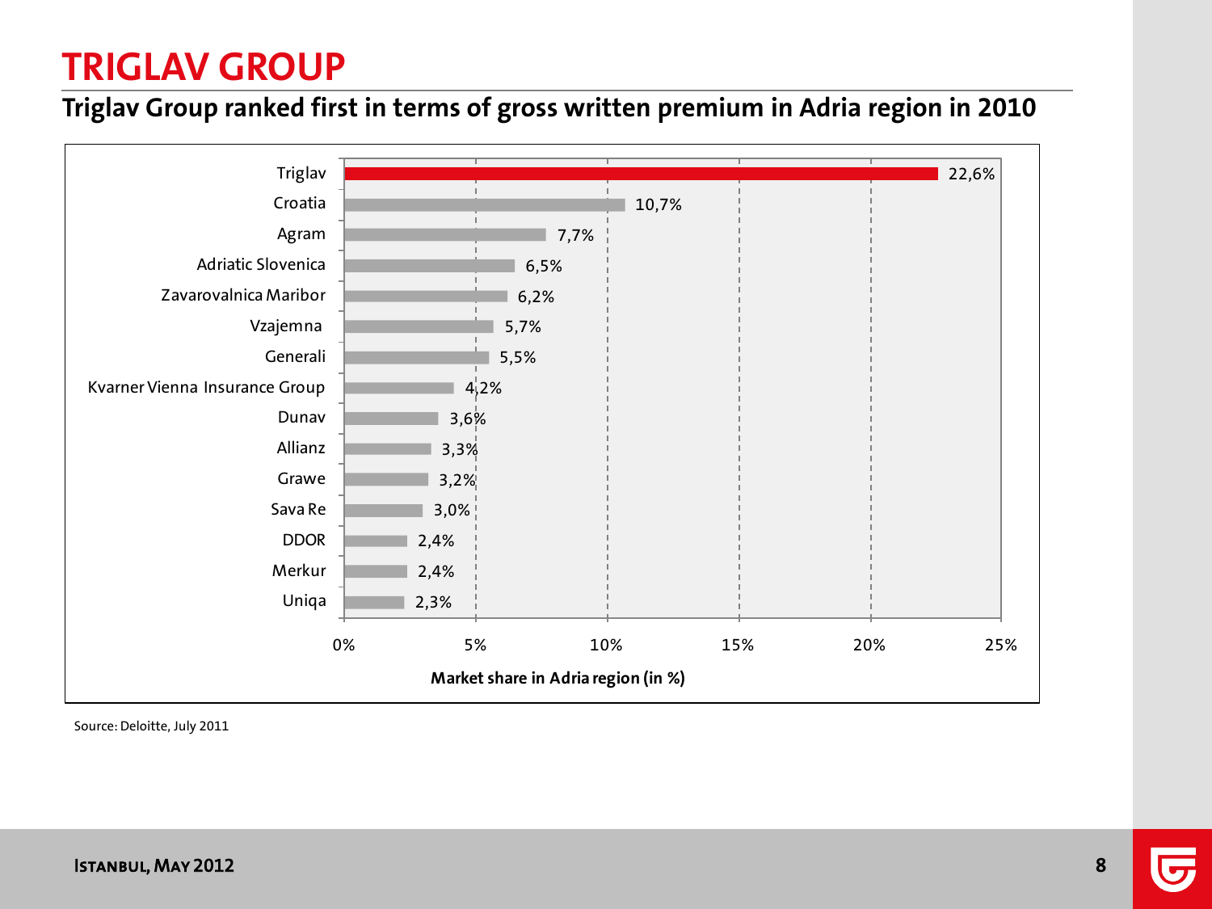# TRIGLAV GROUP

## Triglav Group ranked first in terms of gross written premium in Adria region in 2010

| Company | Market share in Adria region (in %) |
|---|---|
| Triglav | 22,6% |
| Croatia | 10,7% |
| Agram | 7,7% |
| Adriatic Slovenica | 6,5% |
| Zavarovalnica Maribor | 6,2% |
| Vzajemna | 5,7% |
| Generali | 5,5% |
| Kvarner Vienna Insurance Group | 4,2% |
| Dunav | 3,6% |
| Allianz | 3,3% |
| Grawe | 3,2% |
| Sava Re | 3,0% |
| DDOR | 2,4% |
| Merkur | 2,4% |
| Uniqa | 2,3% |

Source: Deloitte, July 2011

ISTANBUL, MAY 2012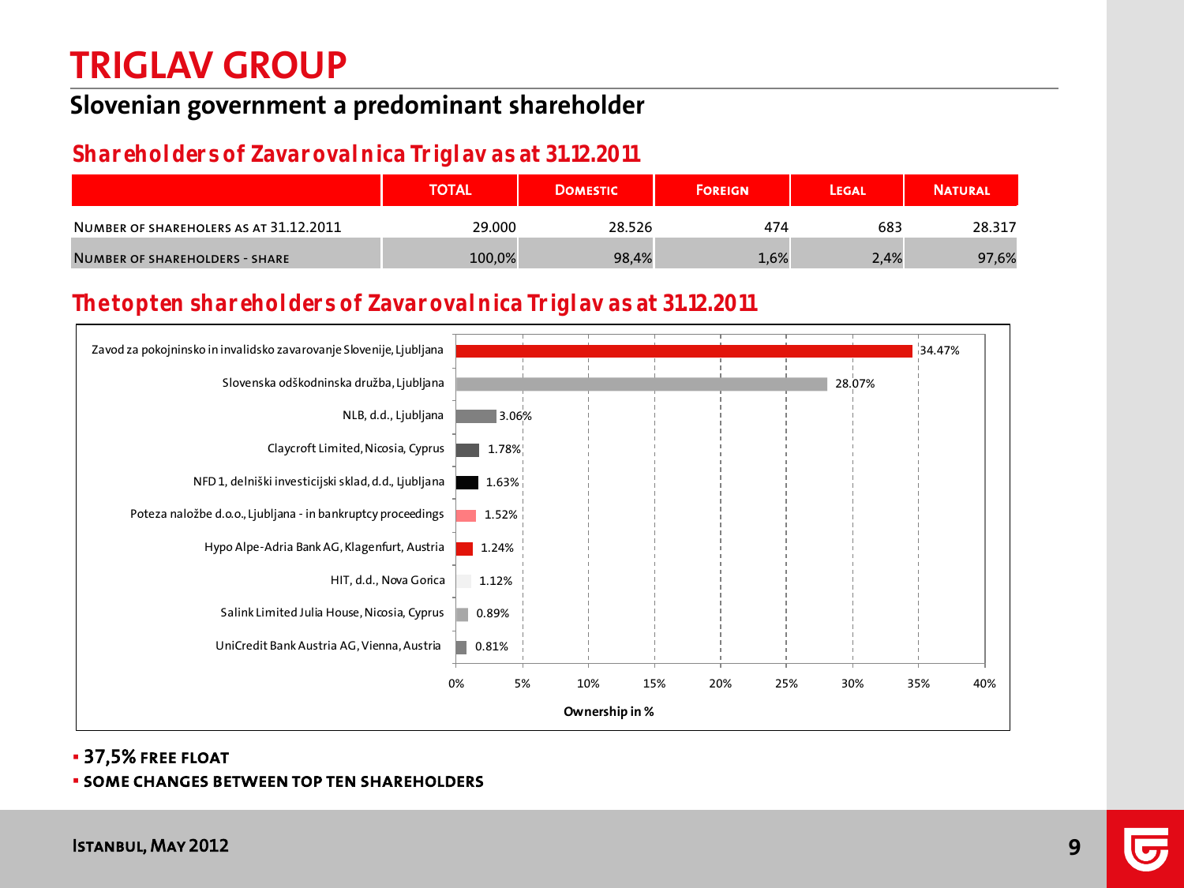# TRIGLAV GROUP

## Slovenian government a predominant shareholder

### Shareholders of Zavarovalnica Triglav as at 31.12.2011

| | TOTAL | DOMESTIC | FOREIGN | LEGAL | NATURAL |
|---|---|---|---|---|---|
| NUMBER OF SHAREHOLERS AS AT 31.12.2011 | 29.000 | 28.526 | 474 | 683 | 28.317 |
| NUMBER OF SHAREHOLDERS - SHARE | 100,0% | 98,4% | 1,6% | 2,4% | 97,6% |

### The top ten shareholders of Zavarovalnica Triglav as at 31.12.2011

| Shareholder | Ownership in % |
|---|---|
| Zavod za pokojninsko in invalidsko zavarovanje Slovenije, Ljubljana | 34.47% |
| Slovenska odškodninska družba, Ljubljana | 28.07% |
| NLB, d.d., Ljubljana | 3.06% |
| Claycroft Limited, Nicosia, Cyprus | 1.78% |
| NFD 1, delniški investicijski sklad, d.d., Ljubljana | 1.63% |
| Poteza naložbe d.o.o., Ljubljana - in bankruptcy proceedings | 1.52% |
| Hypo Alpe-Adria Bank AG, Klagenfurt, Austria | 1.24% |
| HIT, d.d., Nova Gorica | 1.12% |
| Salink Limited Julia House, Nicosia, Cyprus | 0.89% |
| UniCredit Bank Austria AG, Vienna, Austria | 0.81% |

- **37,5% FREE FLOAT**
- **SOME CHANGES BETWEEN TOP TEN SHAREHOLDERS**

ISTANBUL, MAY 2012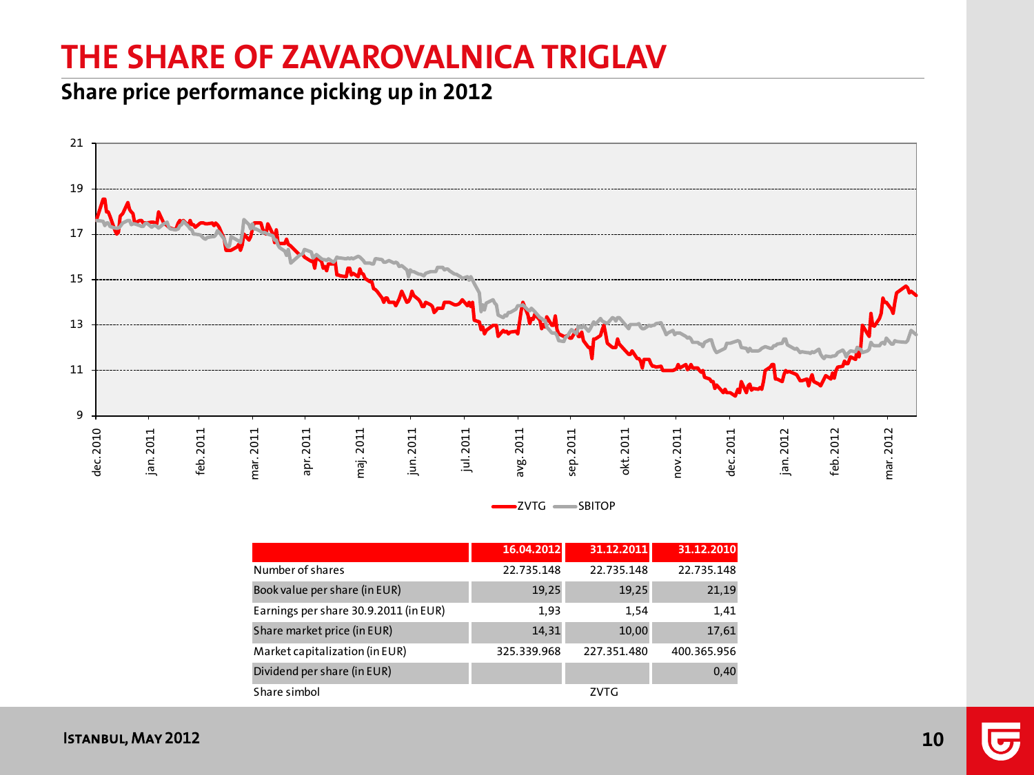# THE SHARE OF ZAVAROVALNICA TRIGLAV

## Share price performance picking up in 2012

ZVTG — SBITOP

| | 16.04.2012 | 31.12.2011 | 31.12.2010 |
|---|---|---|---|
| Number of shares | 22.735.148 | 22.735.148 | 22.735.148 |
| Book value per share (in EUR) | 19,25 | 19,25 | 21,19 |
| Earnings per share 30.9.2011 (in EUR) | 1,93 | 1,54 | 1,41 |
| Share market price (in EUR) | 14,31 | 10,00 | 17,61 |
| Market capitalization (in EUR) | 325.339.968 | 227.351.480 | 400.365.956 |
| Dividend per share (in EUR) | | | 0,40 |
| Share simbol | | ZVTG | |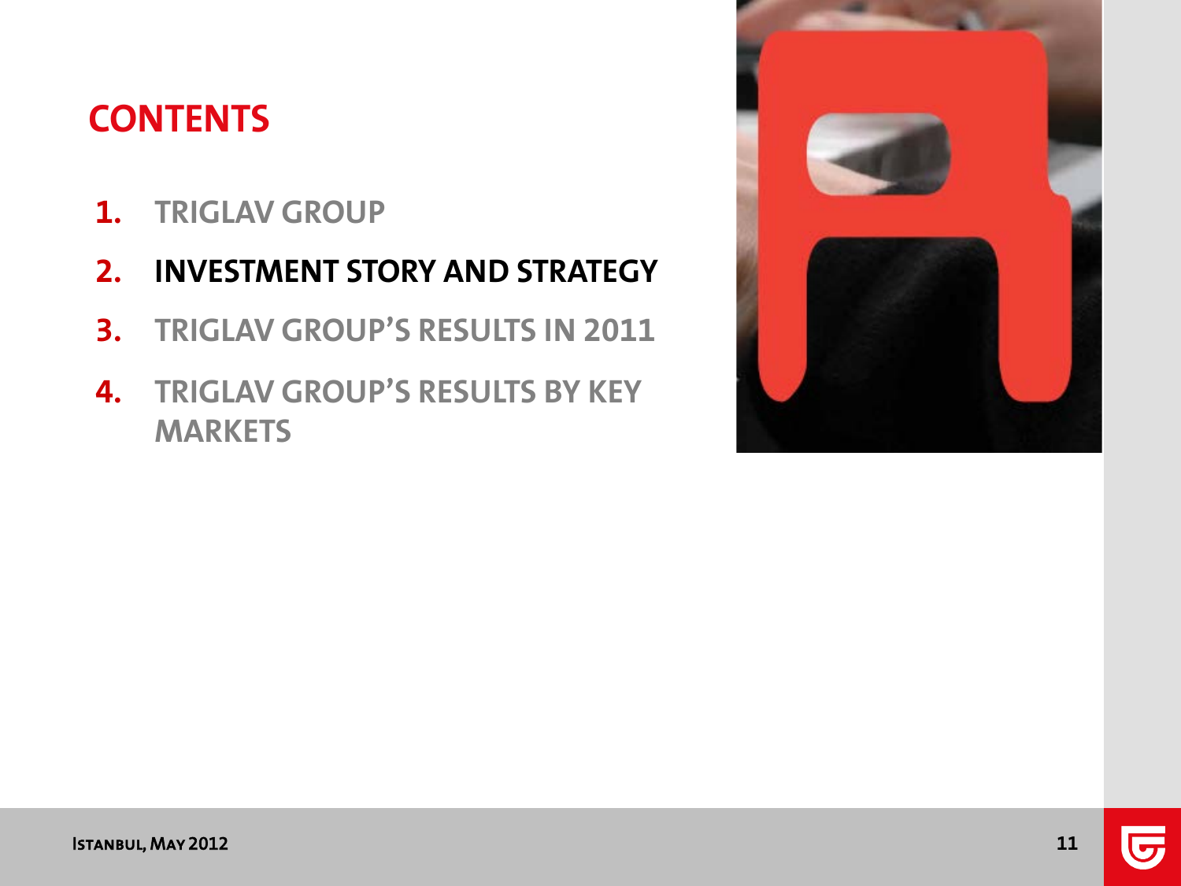# CONTENTS

1. TRIGLAV GROUP
2. **INVESTMENT STORY AND STRATEGY**
3. TRIGLAV GROUP'S RESULTS IN 2011
4. TRIGLAV GROUP'S RESULTS BY KEY MARKETS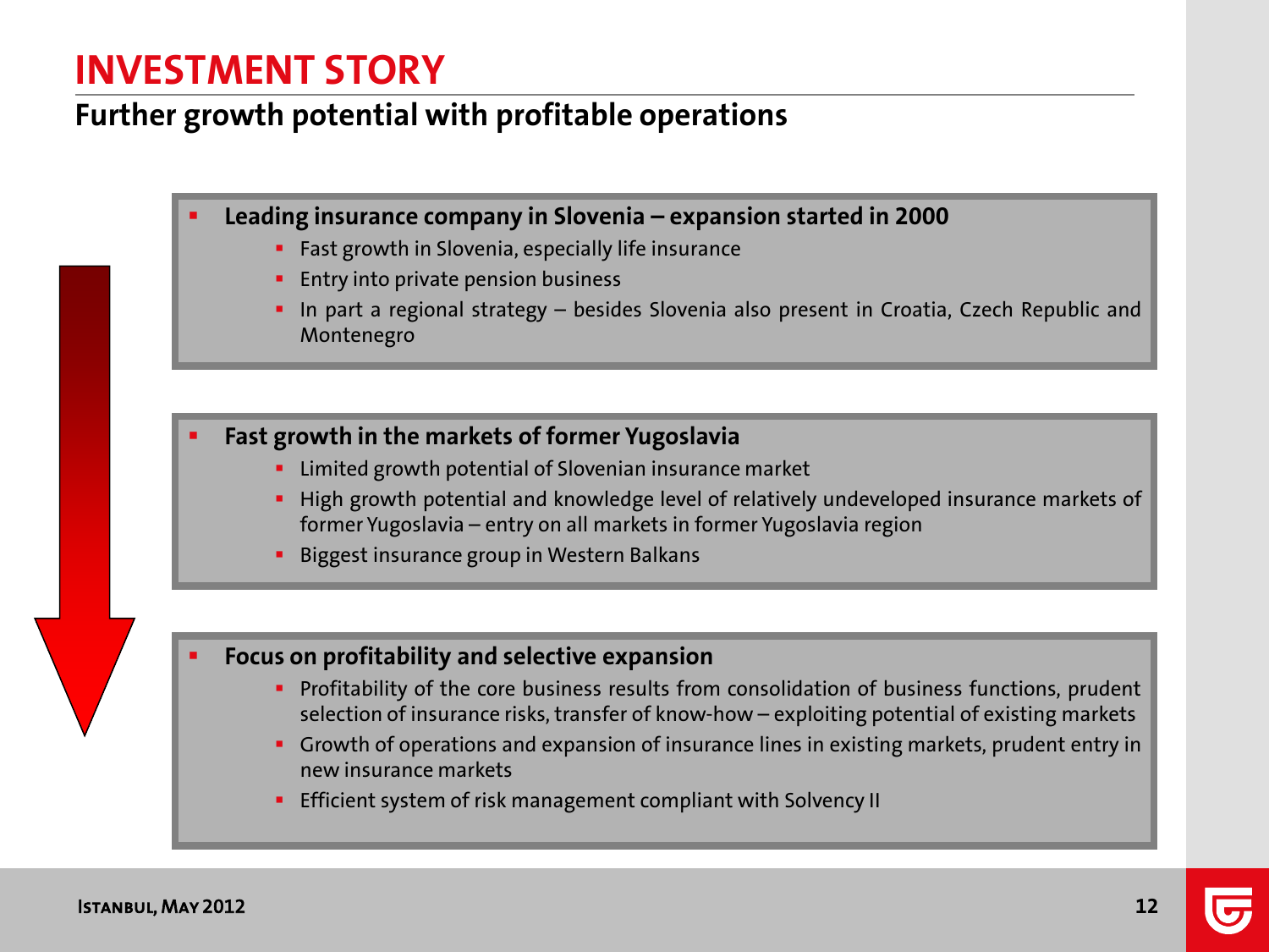# INVESTMENT STORY

## Further growth potential with profitable operations

- **Leading insurance company in Slovenia – expansion started in 2000**
  - Fast growth in Slovenia, especially life insurance
  - Entry into private pension business
  - In part a regional strategy – besides Slovenia also present in Croatia, Czech Republic and Montenegro

- **Fast growth in the markets of former Yugoslavia**
  - Limited growth potential of Slovenian insurance market
  - High growth potential and knowledge level of relatively undeveloped insurance markets of former Yugoslavia – entry on all markets in former Yugoslavia region
  - Biggest insurance group in Western Balkans

- **Focus on profitability and selective expansion**
  - Profitability of the core business results from consolidation of business functions, prudent selection of insurance risks, transfer of know-how – exploiting potential of existing markets
  - Growth of operations and expansion of insurance lines in existing markets, prudent entry in new insurance markets
  - Efficient system of risk management compliant with Solvency II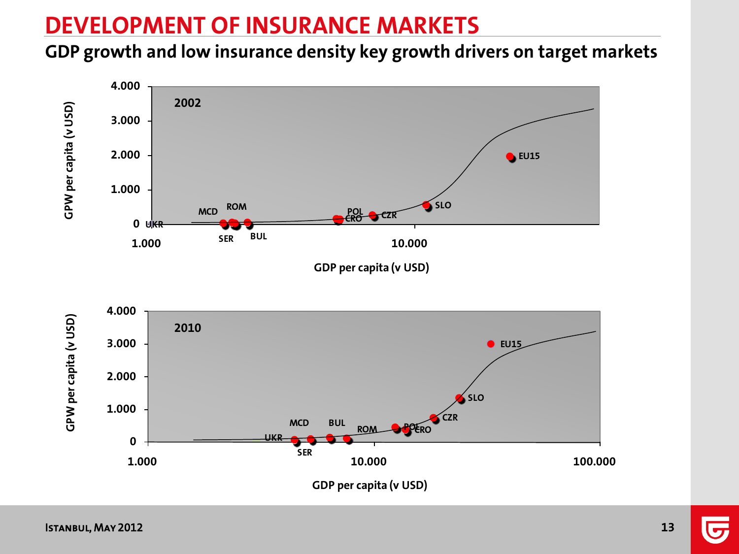# DEVELOPMENT OF INSURANCE MARKETS

## GDP growth and low insurance density key growth drivers on target markets

**2002**

GPW per capita (v USD): 0, 1.000, 2.000, 3.000, 4.000

GDP per capita (v USD): 1.000, 10.000

UKR, MCD, ROM, SER, BUL, POL, CRO, CZR, SLO, EU15

**2010**

GPW per capita (v USD): 0, 1.000, 2.000, 3.000, 4.000

GDP per capita (v USD): 1.000, 10.000, 100.000

UKR, MCD, SER, BUL, ROM, POL, CRO, CZR, SLO, EU15

Istanbul, May 2012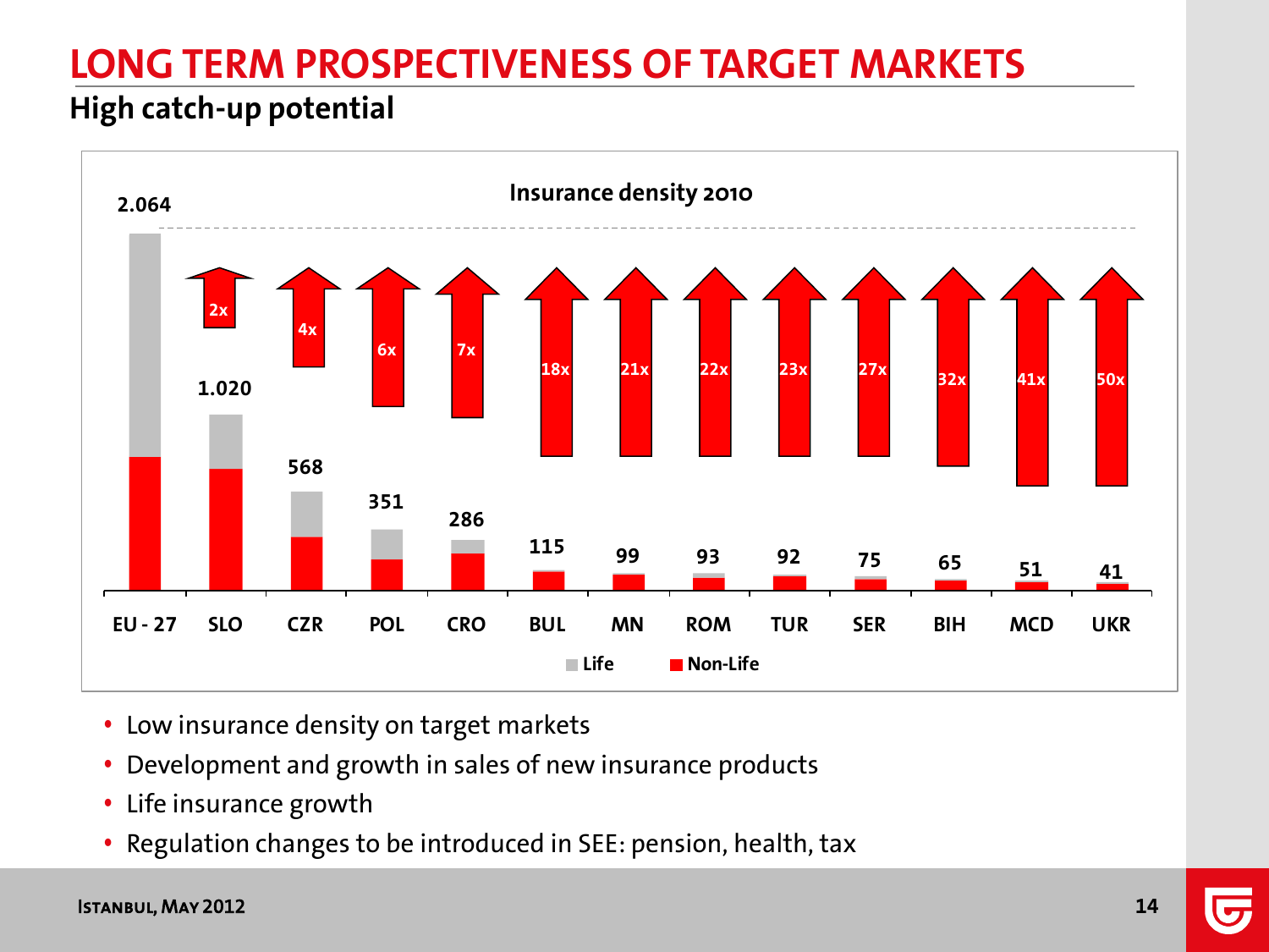# LONG TERM PROSPECTIVENESS OF TARGET MARKETS

## High catch-up potential

**Insurance density 2010**

| Country | Insurance density | Catch-up potential |
|---|---|---|
| EU - 27 | 2.064 | |
| SLO | 1.020 | 2x |
| CZR | 568 | 4x |
| POL | 351 | 6x |
| CRO | 286 | 7x |
| BUL | 115 | 18x |
| MN | 99 | 21x |
| ROM | 93 | 22x |
| TUR | 92 | 23x |
| SER | 75 | 27x |
| BIH | 65 | 32x |
| MCD | 51 | 41x |
| UKR | 41 | 50x |

Life / Non-Life

- Low insurance density on target markets
- Development and growth in sales of new insurance products
- Life insurance growth
- Regulation changes to be introduced in SEE: pension, health, tax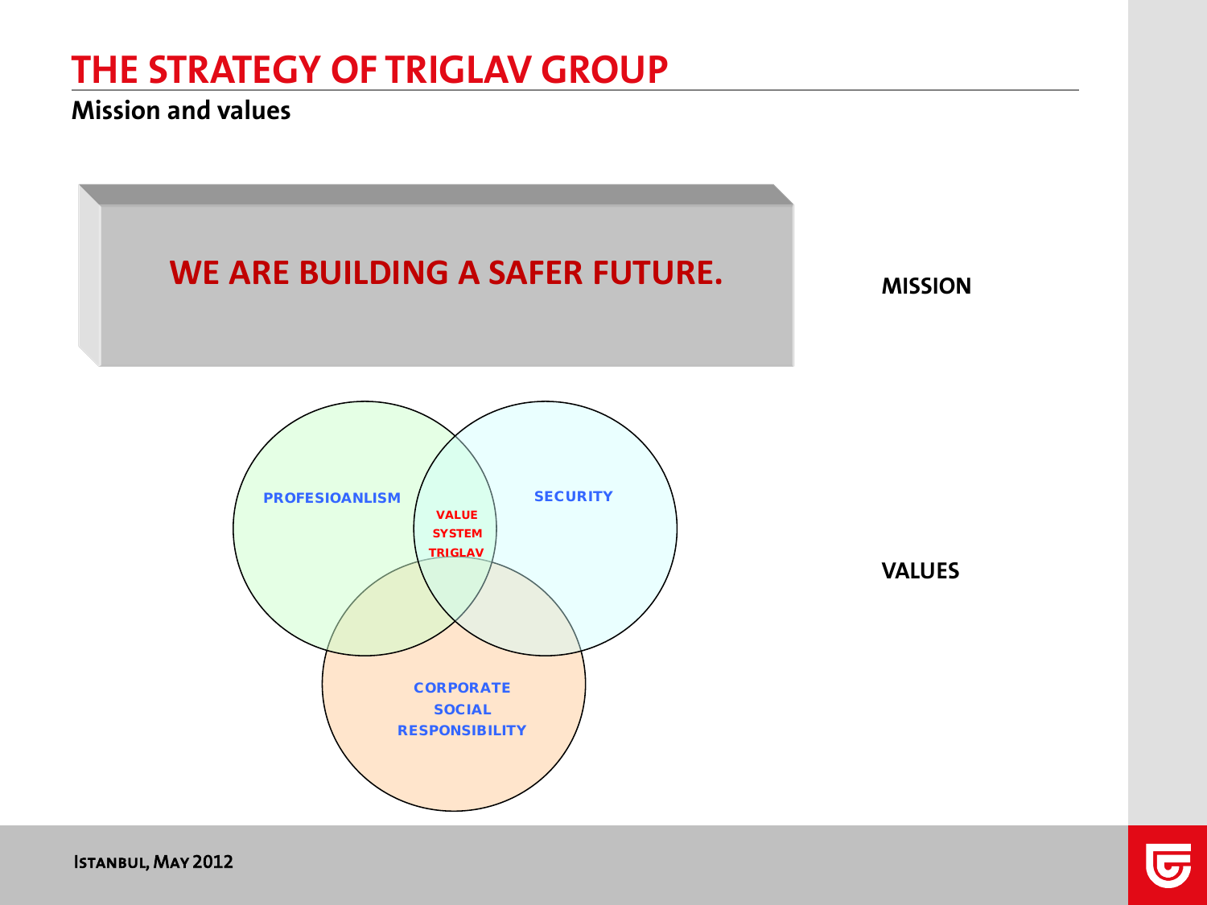# THE STRATEGY OF TRIGLAV GROUP

## Mission and values

**WE ARE BUILDING A SAFER FUTURE.**

**MISSION**

PROFESIOANLISM

SECURITY

VALUE SYSTEM TRIGLAV

CORPORATE SOCIAL RESPONSIBILITY

**VALUES**

ISTANBUL, MAY 2012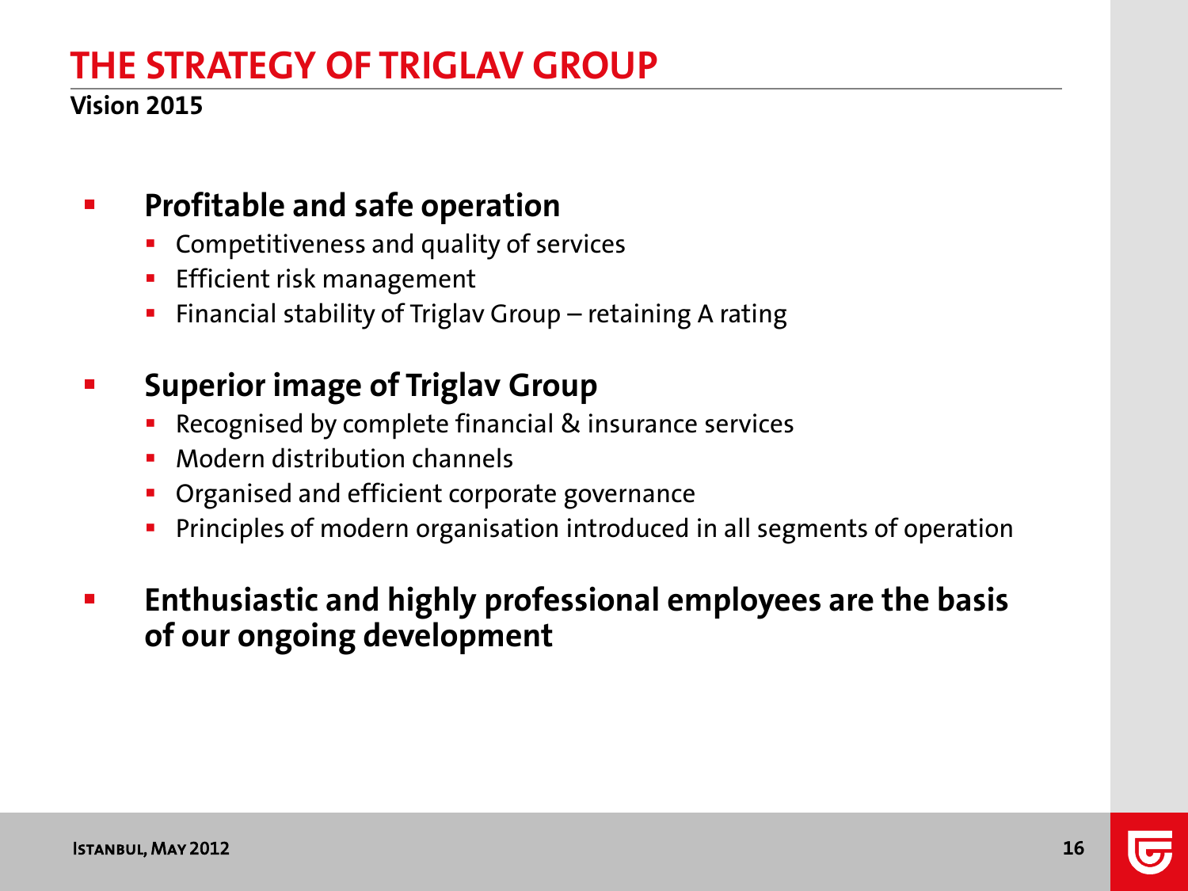# THE STRATEGY OF TRIGLAV GROUP

**Vision 2015**

- **Profitable and safe operation**
  - Competitiveness and quality of services
  - Efficient risk management
  - Financial stability of Triglav Group – retaining A rating
- **Superior image of Triglav Group**
  - Recognised by complete financial & insurance services
  - Modern distribution channels
  - Organised and efficient corporate governance
  - Principles of modern organisation introduced in all segments of operation
- **Enthusiastic and highly professional employees are the basis of our ongoing development**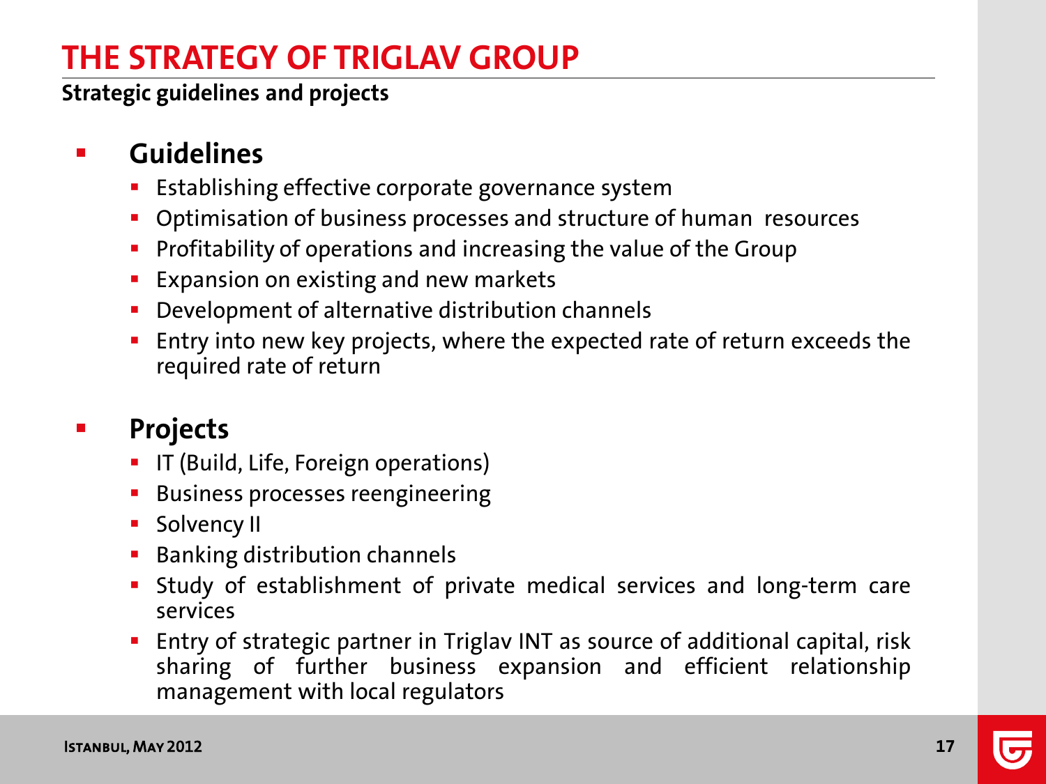# THE STRATEGY OF TRIGLAV GROUP

**Strategic guidelines and projects**

- **Guidelines**
  - Establishing effective corporate governance system
  - Optimisation of business processes and structure of human resources
  - Profitability of operations and increasing the value of the Group
  - Expansion on existing and new markets
  - Development of alternative distribution channels
  - Entry into new key projects, where the expected rate of return exceeds the required rate of return

- **Projects**
  - IT (Build, Life, Foreign operations)
  - Business processes reengineering
  - Solvency II
  - Banking distribution channels
  - Study of establishment of private medical services and long-term care services
  - Entry of strategic partner in Triglav INT as source of additional capital, risk sharing of further business expansion and efficient relationship management with local regulators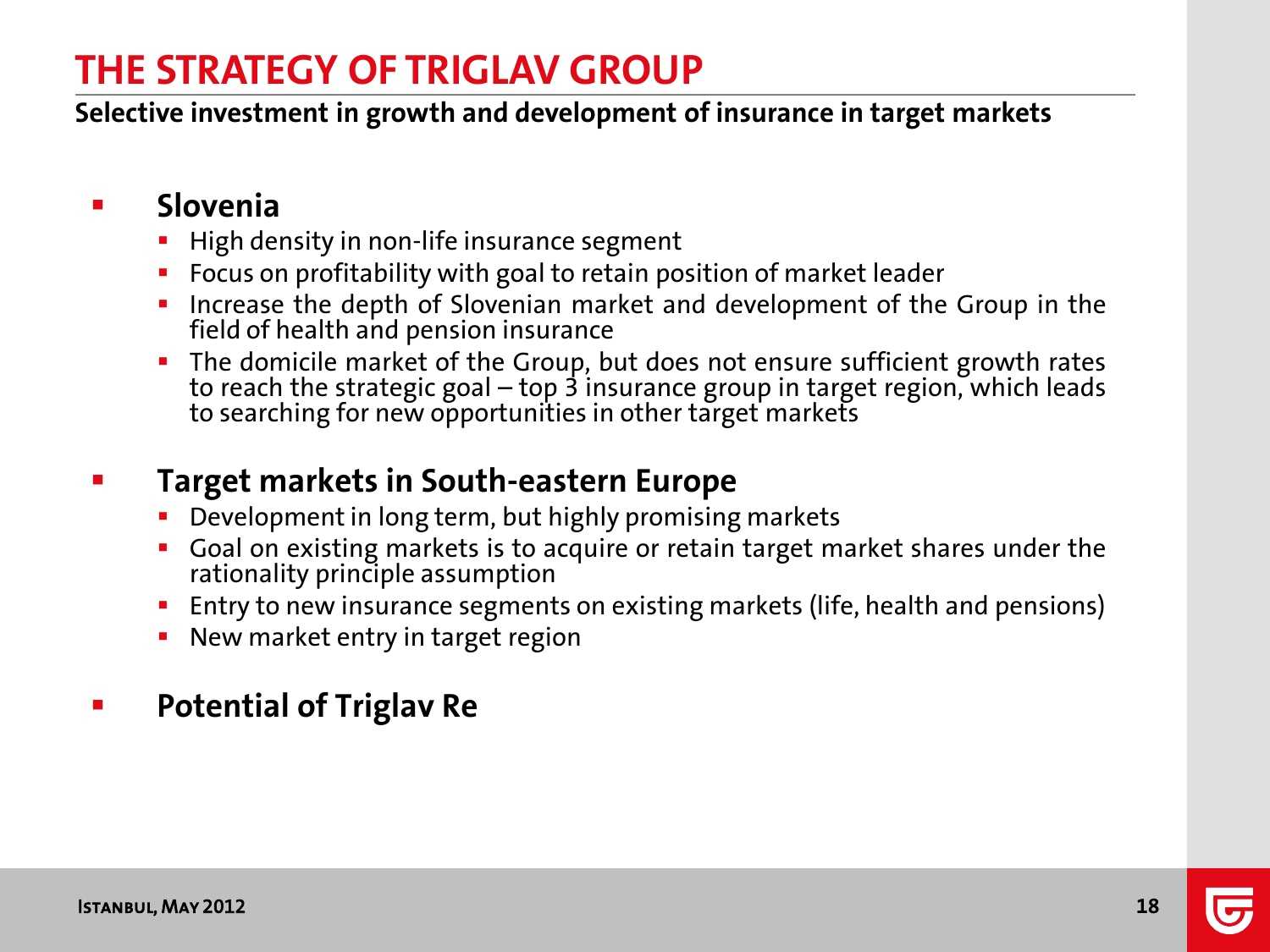# THE STRATEGY OF TRIGLAV GROUP

**Selective investment in growth and development of insurance in target markets**

- **Slovenia**
  - High density in non-life insurance segment
  - Focus on profitability with goal to retain position of market leader
  - Increase the depth of Slovenian market and development of the Group in the field of health and pension insurance
  - The domicile market of the Group, but does not ensure sufficient growth rates to reach the strategic goal – top 3 insurance group in target region, which leads to searching for new opportunities in other target markets

- **Target markets in South-eastern Europe**
  - Development in long term, but highly promising markets
  - Goal on existing markets is to acquire or retain target market shares under the rationality principle assumption
  - Entry to new insurance segments on existing markets (life, health and pensions)
  - New market entry in target region

- **Potential of Triglav Re**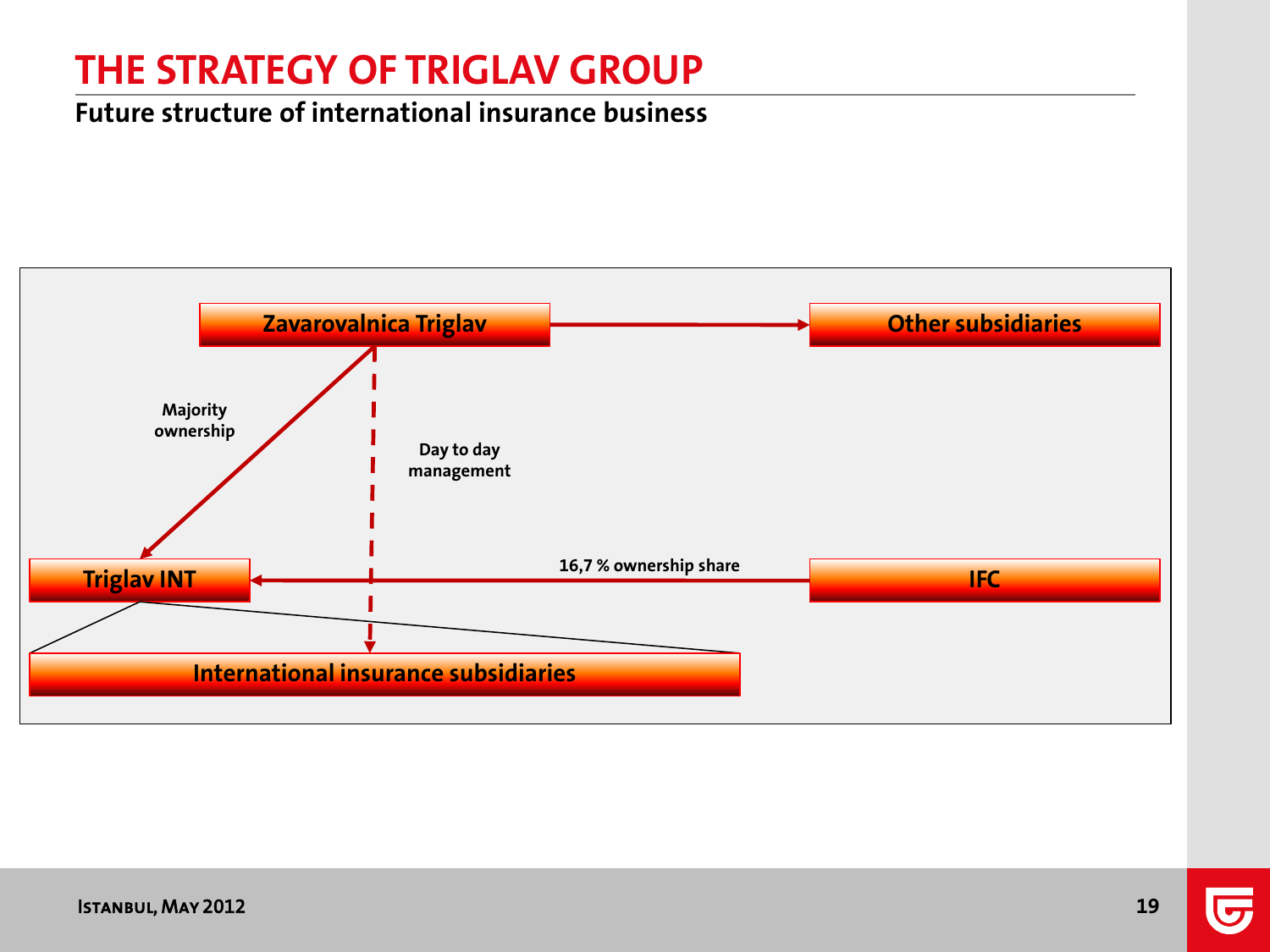# THE STRATEGY OF TRIGLAV GROUP

## Future structure of international insurance business

Zavarovalnica Triglav

Other subsidiaries

Majority ownership

Day to day management

Triglav INT

16,7 % ownership share

IFC

International insurance subsidiaries

Istanbul, May 2012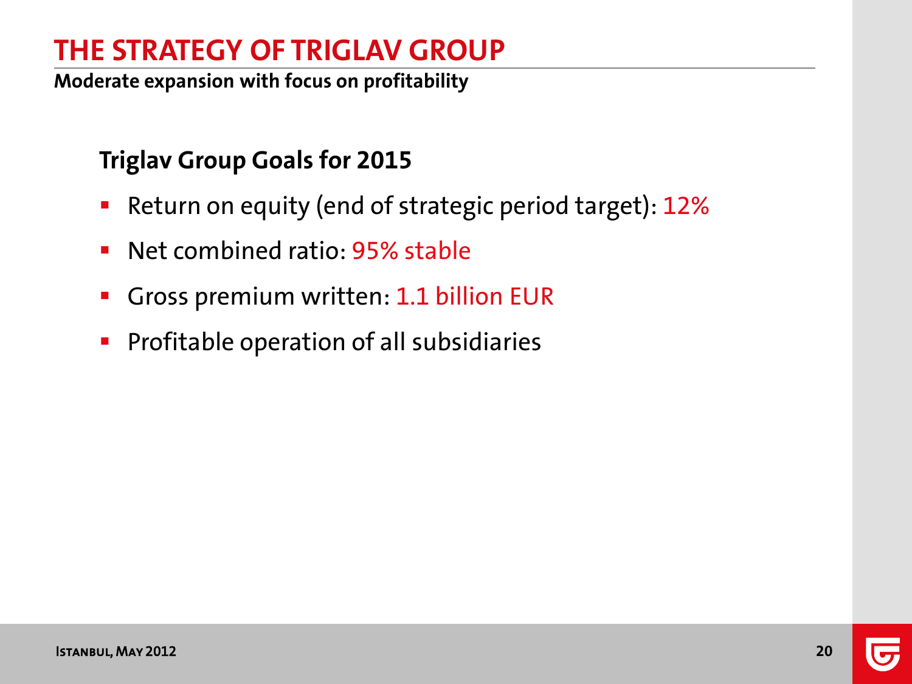# THE STRATEGY OF TRIGLAV GROUP

**Moderate expansion with focus on profitability**

### Triglav Group Goals for 2015

- Return on equity (end of strategic period target): 12%
- Net combined ratio: 95% stable
- Gross premium written: 1.1 billion EUR
- Profitable operation of all subsidiaries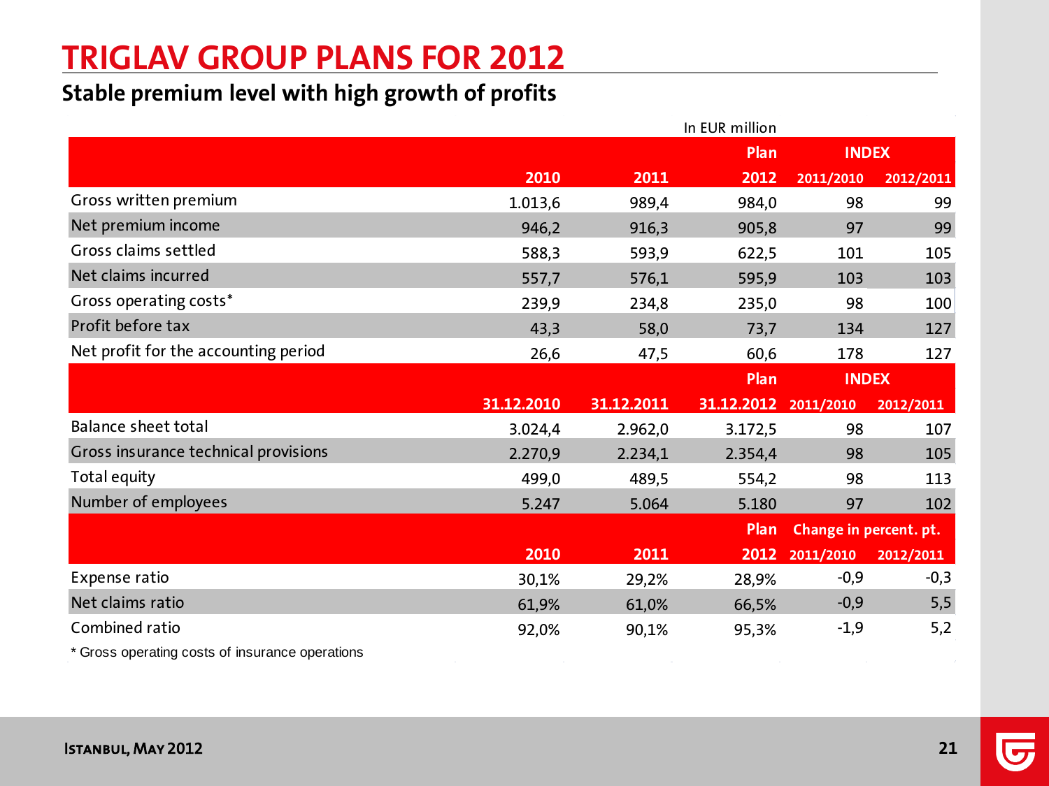# TRIGLAV GROUP PLANS FOR 2012

## Stable premium level with high growth of profits

In EUR million

| | 2010 | 2011 | Plan 2012 | INDEX 2011/2010 | INDEX 2012/2011 |
|---|---|---|---|---|---|
| Gross written premium | 1.013,6 | 989,4 | 984,0 | 98 | 99 |
| Net premium income | 946,2 | 916,3 | 905,8 | 97 | 99 |
| Gross claims settled | 588,3 | 593,9 | 622,5 | 101 | 105 |
| Net claims incurred | 557,7 | 576,1 | 595,9 | 103 | 103 |
| Gross operating costs* | 239,9 | 234,8 | 235,0 | 98 | 100 |
| Profit before tax | 43,3 | 58,0 | 73,7 | 134 | 127 |
| Net profit for the accounting period | 26,6 | 47,5 | 60,6 | 178 | 127 |
| | **31.12.2010** | **31.12.2011** | **Plan 31.12.2012** | **INDEX 2011/2010** | **INDEX 2012/2011** |
| Balance sheet total | 3.024,4 | 2.962,0 | 3.172,5 | 98 | 107 |
| Gross insurance technical provisions | 2.270,9 | 2.234,1 | 2.354,4 | 98 | 105 |
| Total equity | 499,0 | 489,5 | 554,2 | 98 | 113 |
| Number of employees | 5.247 | 5.064 | 5.180 | 97 | 102 |
| | **2010** | **2011** | **Plan 2012** | **Change in percent. pt. 2011/2010** | **Change in percent. pt. 2012/2011** |
| Expense ratio | 30,1% | 29,2% | 28,9% | -0,9 | -0,3 |
| Net claims ratio | 61,9% | 61,0% | 66,5% | -0,9 | 5,5 |
| Combined ratio | 92,0% | 90,1% | 95,3% | -1,9 | 5,2 |

* Gross operating costs of insurance operations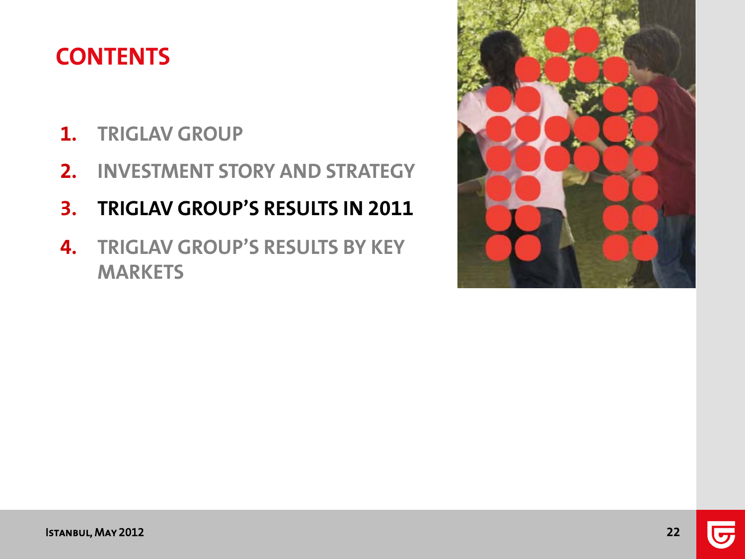# CONTENTS

1. TRIGLAV GROUP
2. INVESTMENT STORY AND STRATEGY
3. **TRIGLAV GROUP'S RESULTS IN 2011**
4. TRIGLAV GROUP'S RESULTS BY KEY MARKETS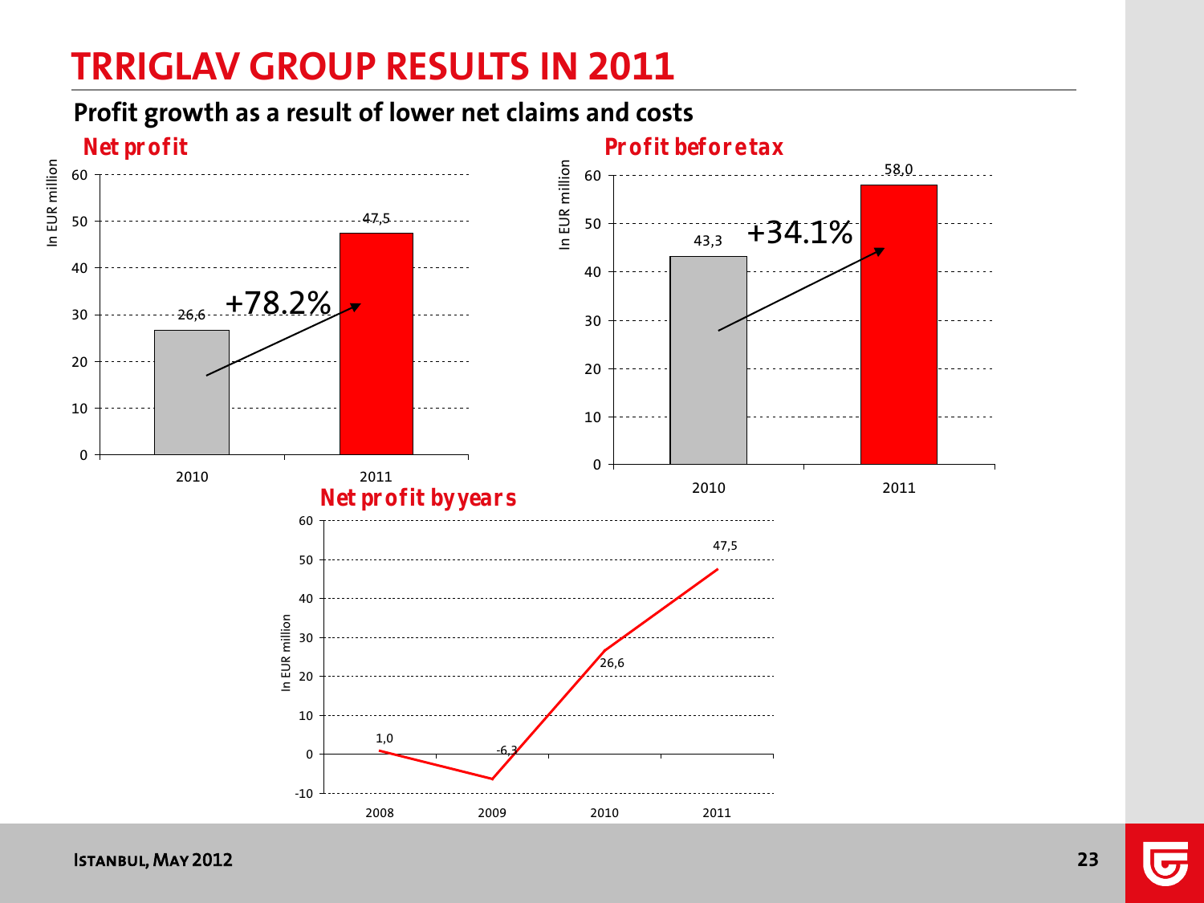# TRRIGLAV GROUP RESULTS IN 2011

## Profit growth as a result of lower net claims and costs

### Net profit

In EUR million

| Year | Net profit |
| --- | --- |
| 2010 | 26,6 |
| 2011 | 47,5 |

+78.2%

### Profit before tax

In EUR million

| Year | Profit before tax |
| --- | --- |
| 2010 | 43,3 |
| 2011 | 58,0 |

+34.1%

### Net profit by years

In EUR million

| Year | Net profit |
| --- | --- |
| 2008 | 1,0 |
| 2009 | -6,3 |
| 2010 | 26,6 |
| 2011 | 47,5 |

Istanbul, May 2012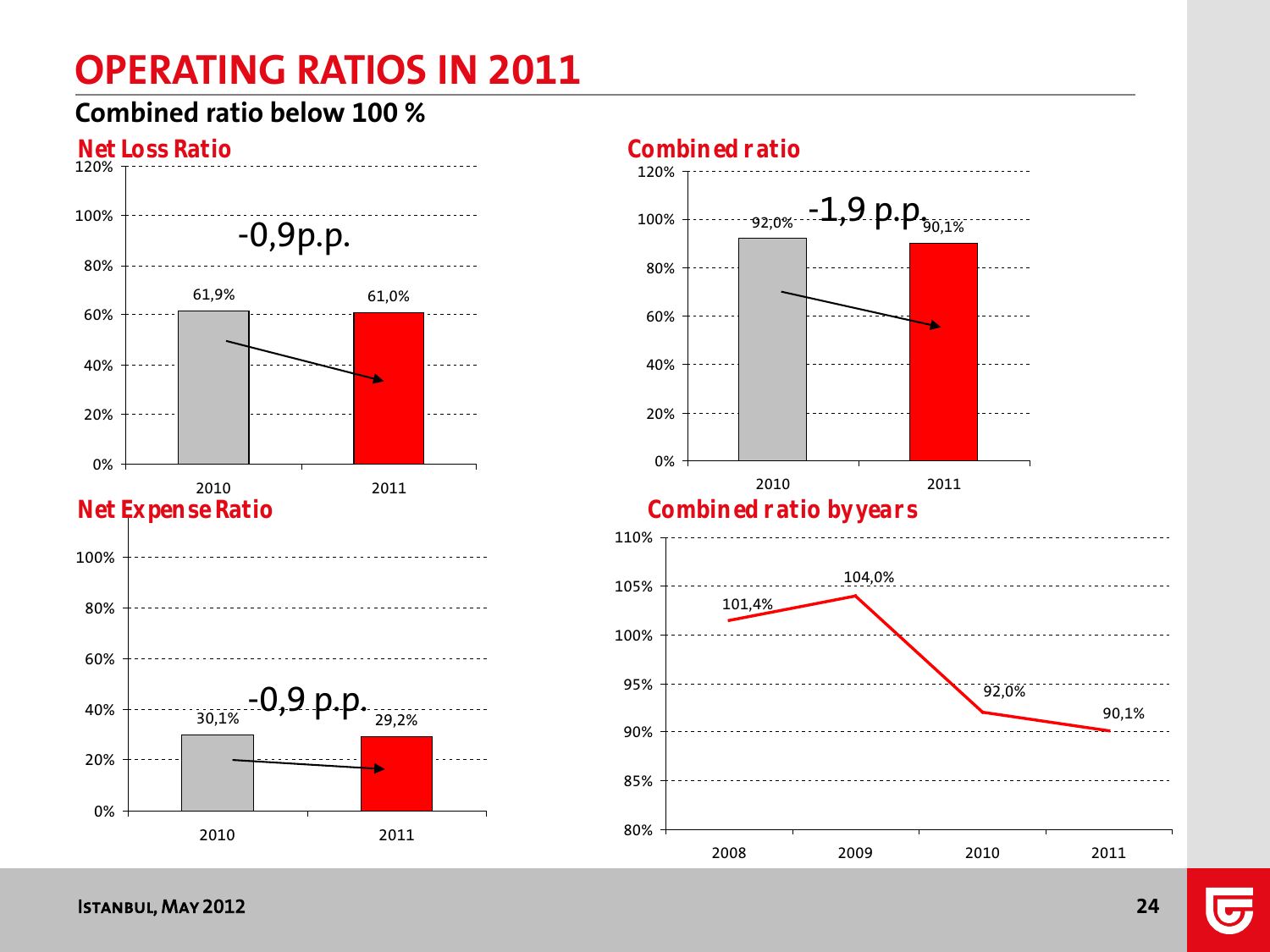# OPERATING RATIOS IN 2011

**Combined ratio below 100 %**

### Net Loss Ratio

-0,9p.p.

| | 2010 | 2011 |
|---|---|---|
| Net Loss Ratio | 61,9% | 61,0% |

### Combined ratio

-1,9 p.p.

| | 2010 | 2011 |
|---|---|---|
| Combined ratio | 92,0% | 90,1% |

### Net Expense Ratio

-0,9 p.p.

| | 2010 | 2011 |
|---|---|---|
| Net Expense Ratio | 30,1% | 29,2% |

### Combined ratio by years

| 2008 | 2009 | 2010 | 2011 |
|---|---|---|---|
| 101,4% | 104,0% | 92,0% | 90,1% |

Istanbul, May 2012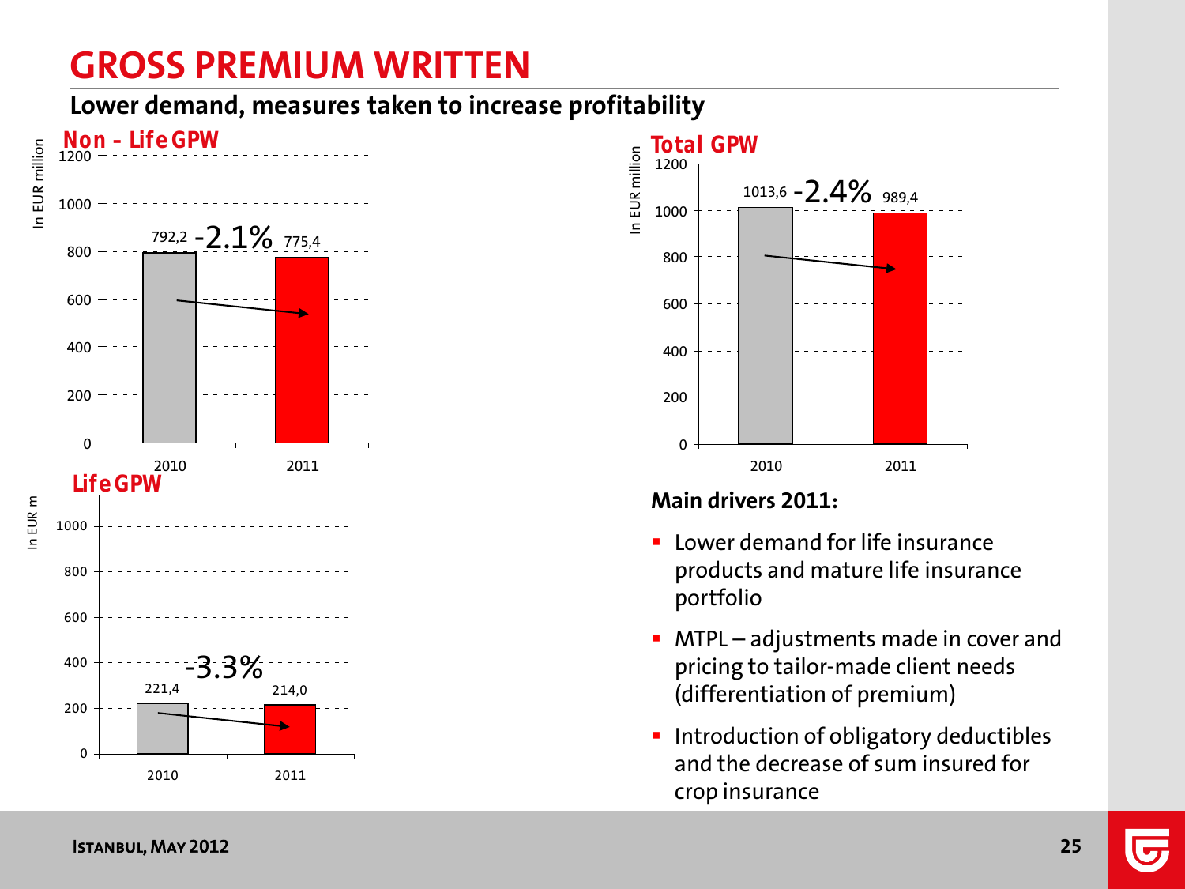# GROSS PREMIUM WRITTEN

**Lower demand, measures taken to increase profitability**

**Non - Life GPW**

| In EUR million | 2010 | 2011 | Change |
|---|---|---|---|
| Non - Life GPW | 792,2 | 775,4 | -2.1% |

**Total GPW**

| In EUR million | 2010 | 2011 | Change |
|---|---|---|---|
| Total GPW | 1013,6 | 989,4 | -2.4% |

**Life GPW**

| In EUR m | 2010 | 2011 | Change |
|---|---|---|---|
| Life GPW | 221,4 | 214,0 | -3.3% |

**Main drivers 2011:**

- Lower demand for life insurance products and mature life insurance portfolio
- MTPL – adjustments made in cover and pricing to tailor-made client needs (differentiation of premium)
- Introduction of obligatory deductibles and the decrease of sum insured for crop insurance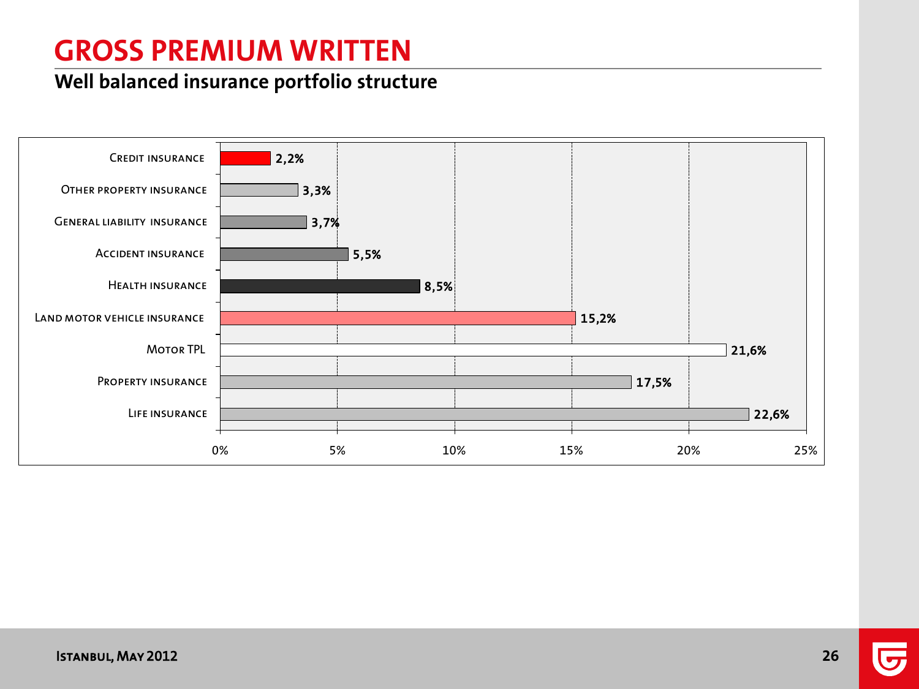# GROSS PREMIUM WRITTEN

## Well balanced insurance portfolio structure

| Line of business | Share |
|---|---|
| Credit insurance | 2,2% |
| Other property insurance | 3,3% |
| General liability insurance | 3,7% |
| Accident insurance | 5,5% |
| Health insurance | 8,5% |
| Land motor vehicle insurance | 15,2% |
| Motor TPL | 21,6% |
| Property insurance | 17,5% |
| Life insurance | 22,6% |

Istanbul, May 2012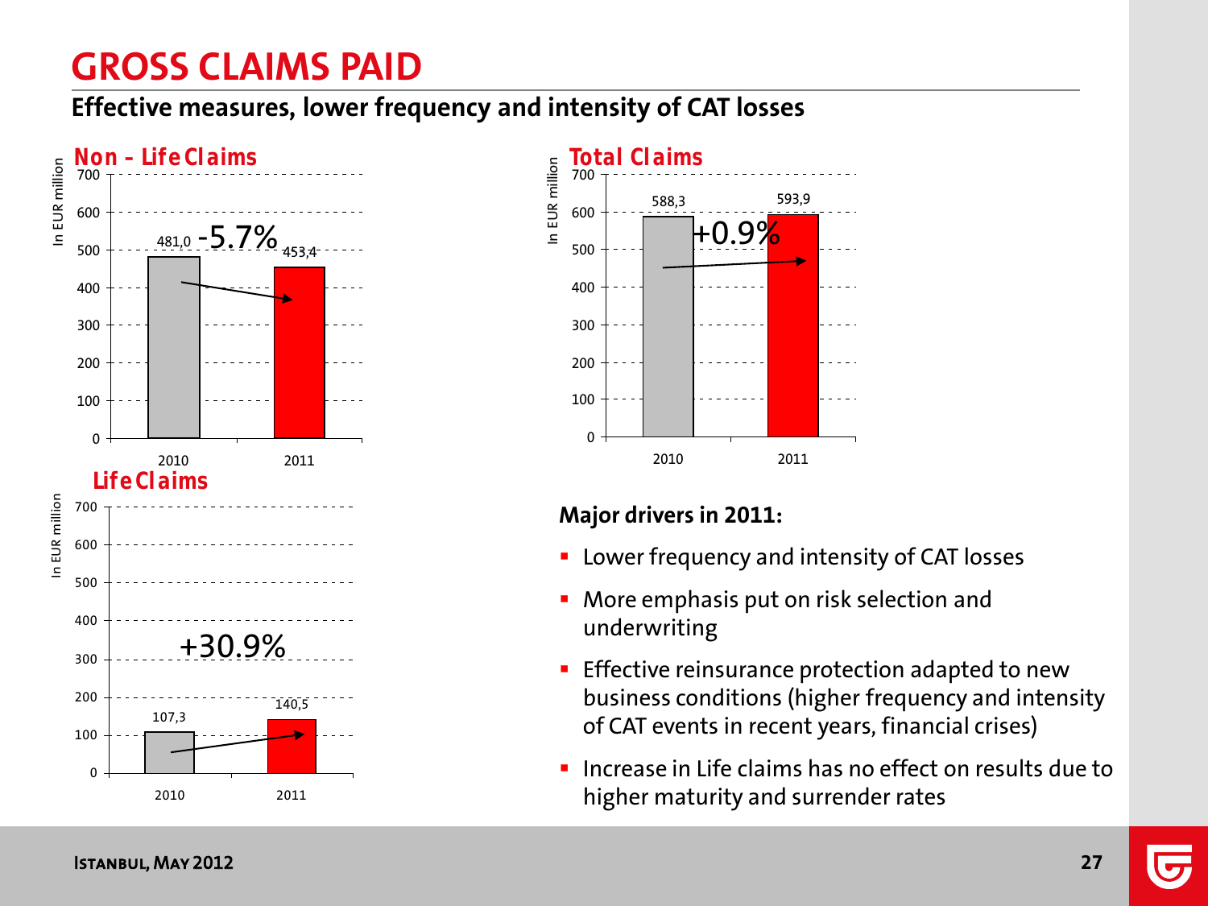# GROSS CLAIMS PAID

## Effective measures, lower frequency and intensity of CAT losses

### Non - Life Claims

In EUR million

| Year | Value |
|---|---|
| 2010 | 481,0 |
| 2011 | 453,4 |

-5.7%

### Total Claims

In EUR million

| Year | Value |
|---|---|
| 2010 | 588,3 |
| 2011 | 593,9 |

+0.9%

### Life Claims

In EUR million

| Year | Value |
|---|---|
| 2010 | 107,3 |
| 2011 | 140,5 |

+30.9%

**Major drivers in 2011:**

- Lower frequency and intensity of CAT losses
- More emphasis put on risk selection and underwriting
- Effective reinsurance protection adapted to new business conditions (higher frequency and intensity of CAT events in recent years, financial crises)
- Increase in Life claims has no effect on results due to higher maturity and surrender rates

Istanbul, May 2012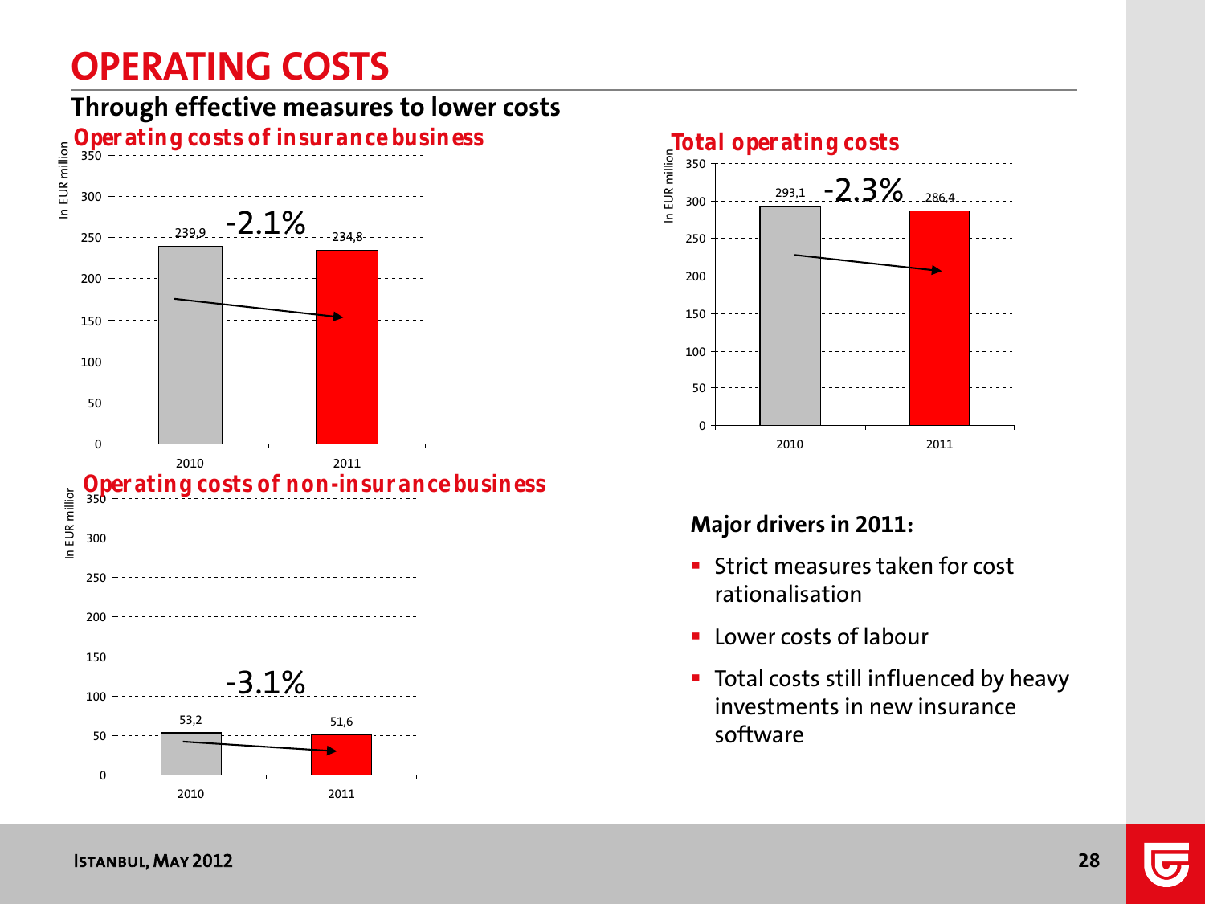# OPERATING COSTS

## Through effective measures to lower costs

### Operating costs of insurance business

In EUR million

| | 2010 | 2011 |
|---|---|---|
| Operating costs of insurance business | 239,9 | 234,8 |

-2.1%

### Operating costs of non-insurance business

In EUR million

| | 2010 | 2011 |
|---|---|---|
| Operating costs of non-insurance business | 53,2 | 51,6 |

-3.1%

### Total operating costs

In EUR million

| | 2010 | 2011 |
|---|---|---|
| Total operating costs | 293,1 | 286,4 |

-2.3%

**Major drivers in 2011:**

- Strict measures taken for cost rationalisation
- Lower costs of labour
- Total costs still influenced by heavy investments in new insurance software

Istanbul, May 2012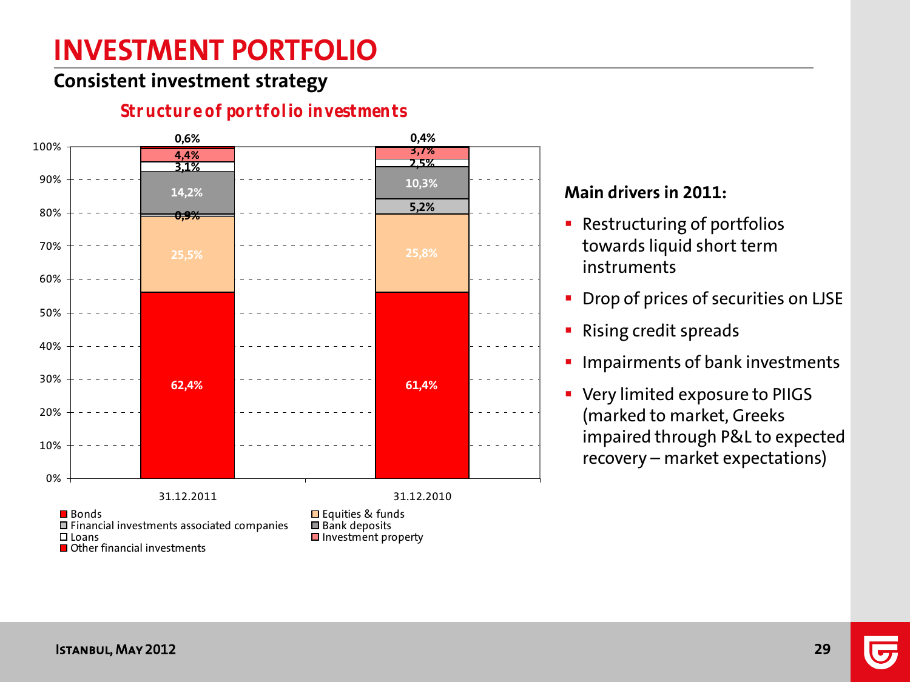# INVESTMENT PORTFOLIO

## Consistent investment strategy

### *Structure of portfolio investments*

| | 31.12.2011 | 31.12.2010 |
|---|---|---|
| Bonds | 62,4% | 61,4% |
| Equities & funds | 25,5% | 25,8% |
| Financial investments associated companies | 0,9% | 5,2% |
| Bank deposits | 14,2% | 10,3% |
| Loans | 3,1% | 2,5% |
| Investment property | 4,4% | 3,7% |
| Other financial investments | 0,6% | 0,4% |

**Main drivers in 2011:**

- Restructuring of portfolios towards liquid short term instruments
- Drop of prices of securities on LJSE
- Rising credit spreads
- Impairments of bank investments
- Very limited exposure to PIIGS (marked to market, Greeks impaired through P&L to expected recovery – market expectations)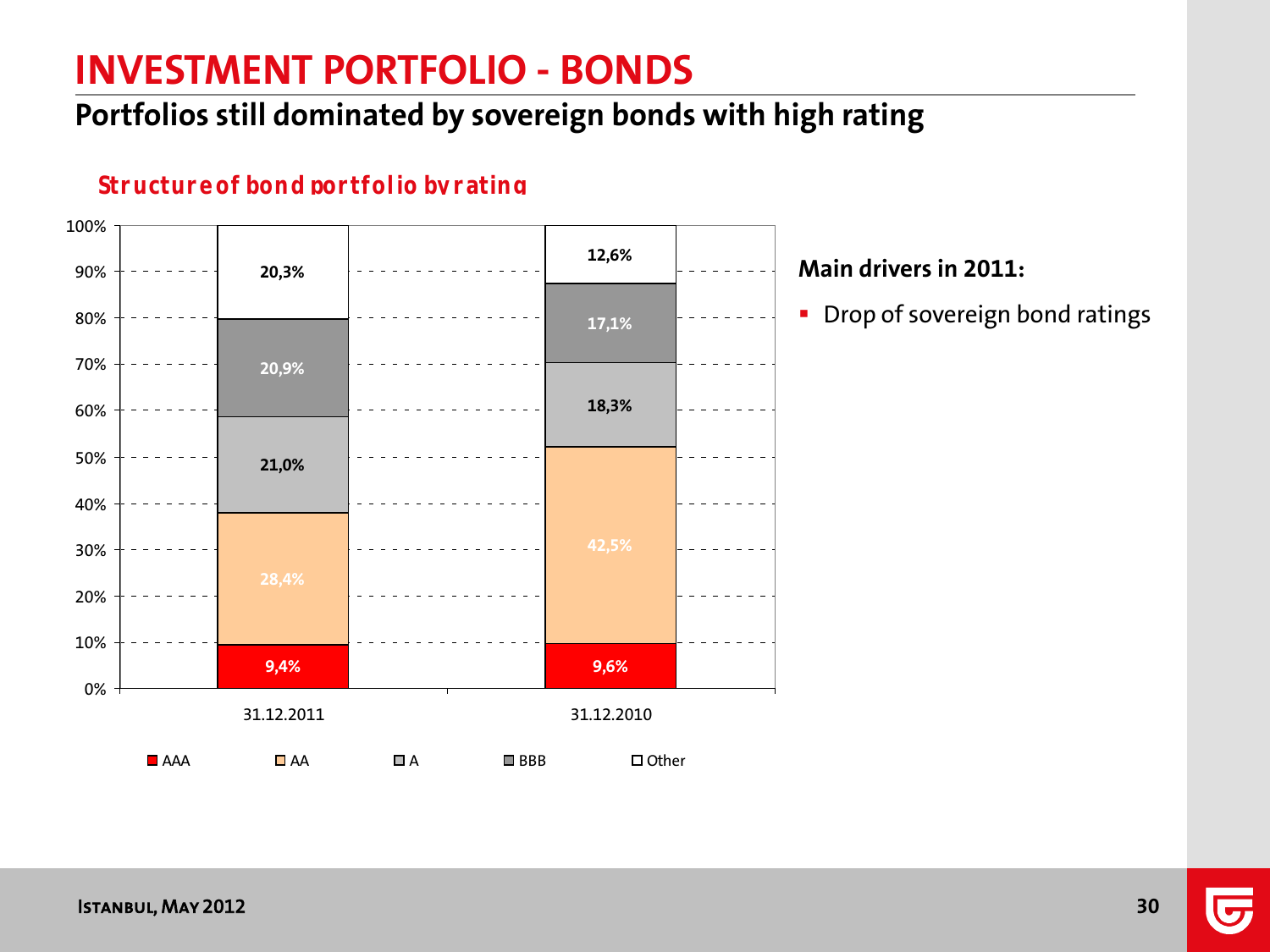# INVESTMENT PORTFOLIO - BONDS

## Portfolios still dominated by sovereign bonds with high rating

### Structure of bond portfolio by rating

| | 31.12.2011 | 31.12.2010 |
|---|---|---|
| AAA | 9,4% | 9,6% |
| AA | 28,4% | 42,5% |
| A | 21,0% | 18,3% |
| BBB | 20,9% | 17,1% |
| Other | 20,3% | 12,6% |

**Main drivers in 2011:**

- Drop of sovereign bond ratings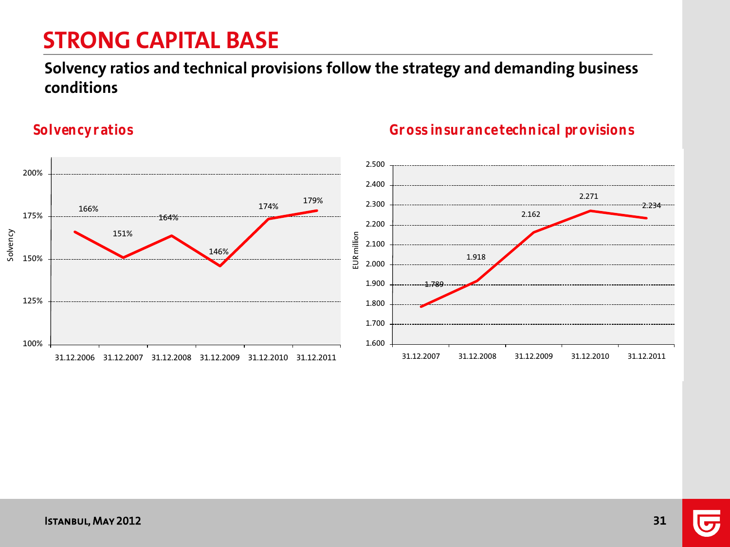# STRONG CAPITAL BASE

**Solvency ratios and technical provisions follow the strategy and demanding business conditions**

## Solvency ratios

| Date | Solvency |
|---|---|
| 31.12.2006 | 166% |
| 31.12.2007 | 151% |
| 31.12.2008 | 164% |
| 31.12.2009 | 146% |
| 31.12.2010 | 174% |
| 31.12.2011 | 179% |

## Gross insurance technical provisions

| Date | EUR million |
|---|---|
| 31.12.2007 | 1.789 |
| 31.12.2008 | 1.918 |
| 31.12.2009 | 2.162 |
| 31.12.2010 | 2.271 |
| 31.12.2011 | 2.234 |

Istanbul, May 2012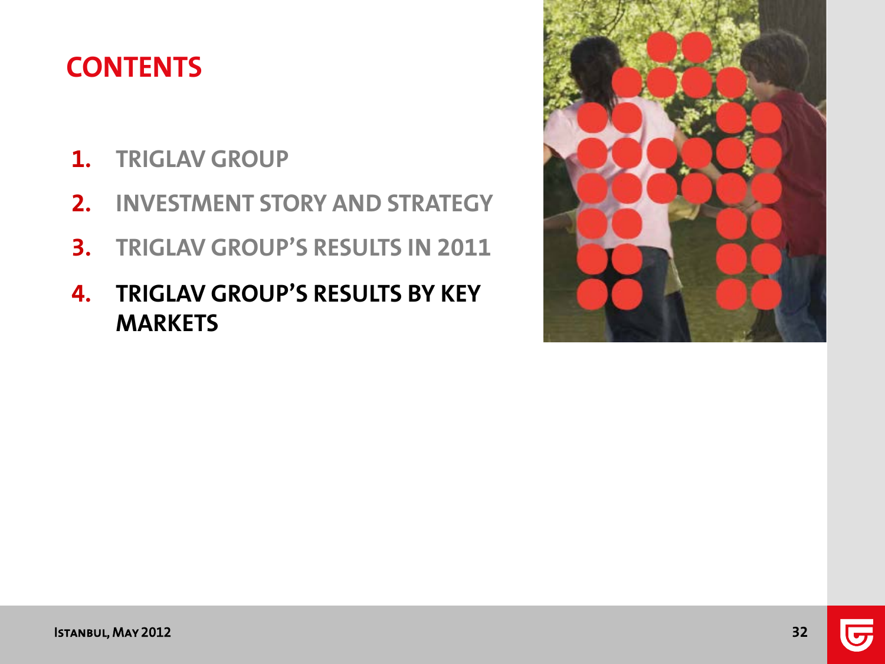# CONTENTS

1. TRIGLAV GROUP
2. INVESTMENT STORY AND STRATEGY
3. TRIGLAV GROUP'S RESULTS IN 2011
4. **TRIGLAV GROUP'S RESULTS BY KEY MARKETS**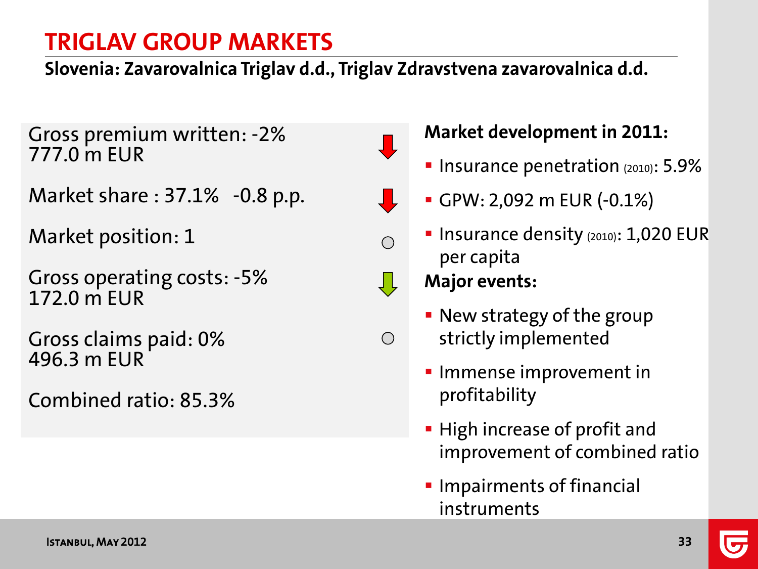# TRIGLAV GROUP MARKETS

**Slovenia: Zavarovalnica Triglav d.d., Triglav Zdravstvena zavarovalnica d.d.**

Gross premium written: -2%
777.0 m EUR

Market share : 37.1%  -0.8 p.p.

Market position: 1

Gross operating costs: -5%
172.0 m EUR

Gross claims paid: 0%
496.3 m EUR

Combined ratio: 85.3%

**Market development in 2011:**

- Insurance penetration (2010): 5.9%
- GPW: 2,092 m EUR (-0.1%)
- Insurance density (2010): 1,020 EUR per capita

**Major events:**

- New strategy of the group strictly implemented
- Immense improvement in profitability
- High increase of profit and improvement of combined ratio
- Impairments of financial instruments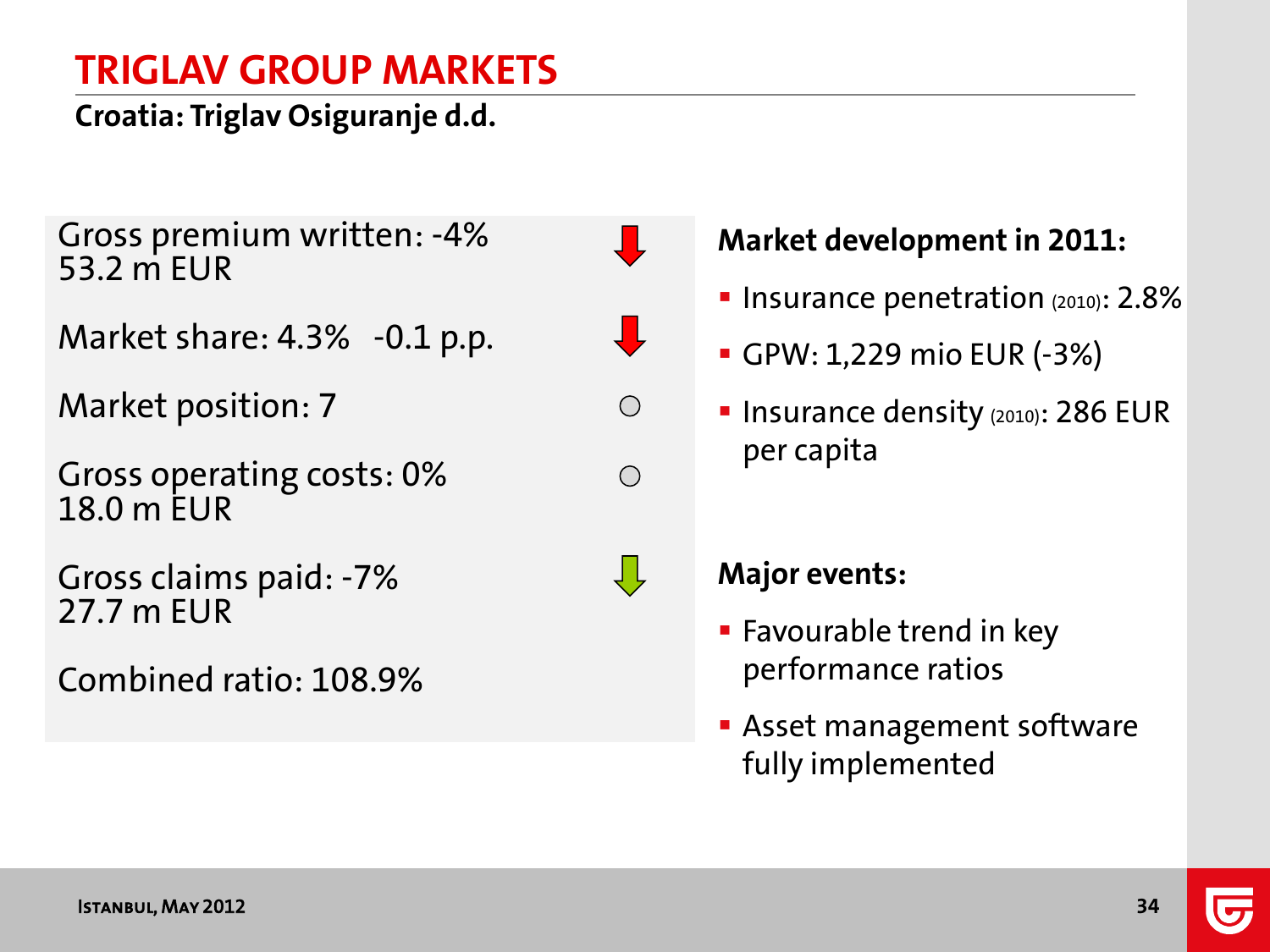# TRIGLAV GROUP MARKETS

**Croatia: Triglav Osiguranje d.d.**

Gross premium written: -4%
53.2 m EUR

Market share: 4.3% -0.1 p.p.

Market position: 7

Gross operating costs: 0%
18.0 m EUR

Gross claims paid: -7%
27.7 m EUR

Combined ratio: 108.9%

**Market development in 2011:**

- Insurance penetration (2010): 2.8%
- GPW: 1,229 mio EUR (-3%)
- Insurance density (2010): 286 EUR per capita

**Major events:**

- Favourable trend in key performance ratios
- Asset management software fully implemented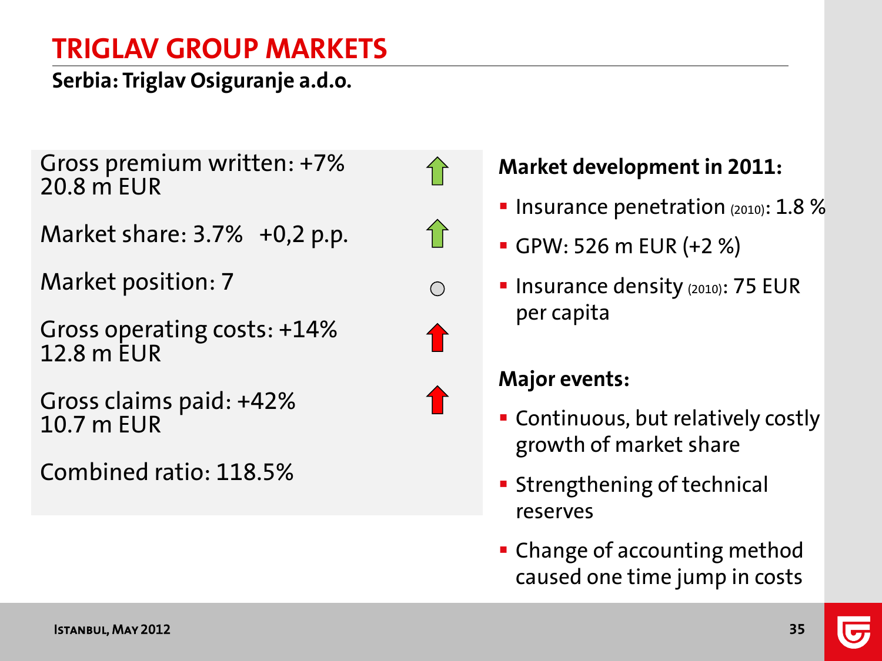# TRIGLAV GROUP MARKETS

## Serbia: Triglav Osiguranje a.d.o.

Gross premium written: +7%
20.8 m EUR ↑

Market share: 3.7% +0,2 p.p. ↑

Market position: 7 ○

Gross operating costs: +14%
12.8 m EUR ↑

Gross claims paid: +42%
10.7 m EUR ↑

Combined ratio: 118.5%

**Market development in 2011:**

- Insurance penetration (2010): 1.8 %
- GPW: 526 m EUR (+2 %)
- Insurance density (2010): 75 EUR per capita

**Major events:**

- Continuous, but relatively costly growth of market share
- Strengthening of technical reserves
- Change of accounting method caused one time jump in costs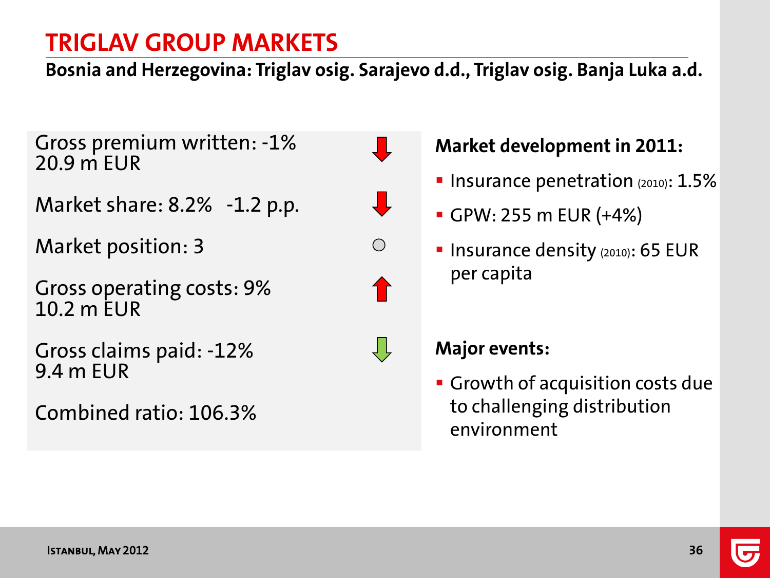# TRIGLAV GROUP MARKETS

**Bosnia and Herzegovina: Triglav osig. Sarajevo d.d., Triglav osig. Banja Luka a.d.**

Gross premium written: -1%
20.9 m EUR

Market share: 8.2% -1.2 p.p.

Market position: 3

Gross operating costs: 9%
10.2 m EUR

Gross claims paid: -12%
9.4 m EUR

Combined ratio: 106.3%

**Market development in 2011:**

- Insurance penetration (2010): 1.5%
- GPW: 255 m EUR (+4%)
- Insurance density (2010): 65 EUR per capita

**Major events:**

- Growth of acquisition costs due to challenging distribution environment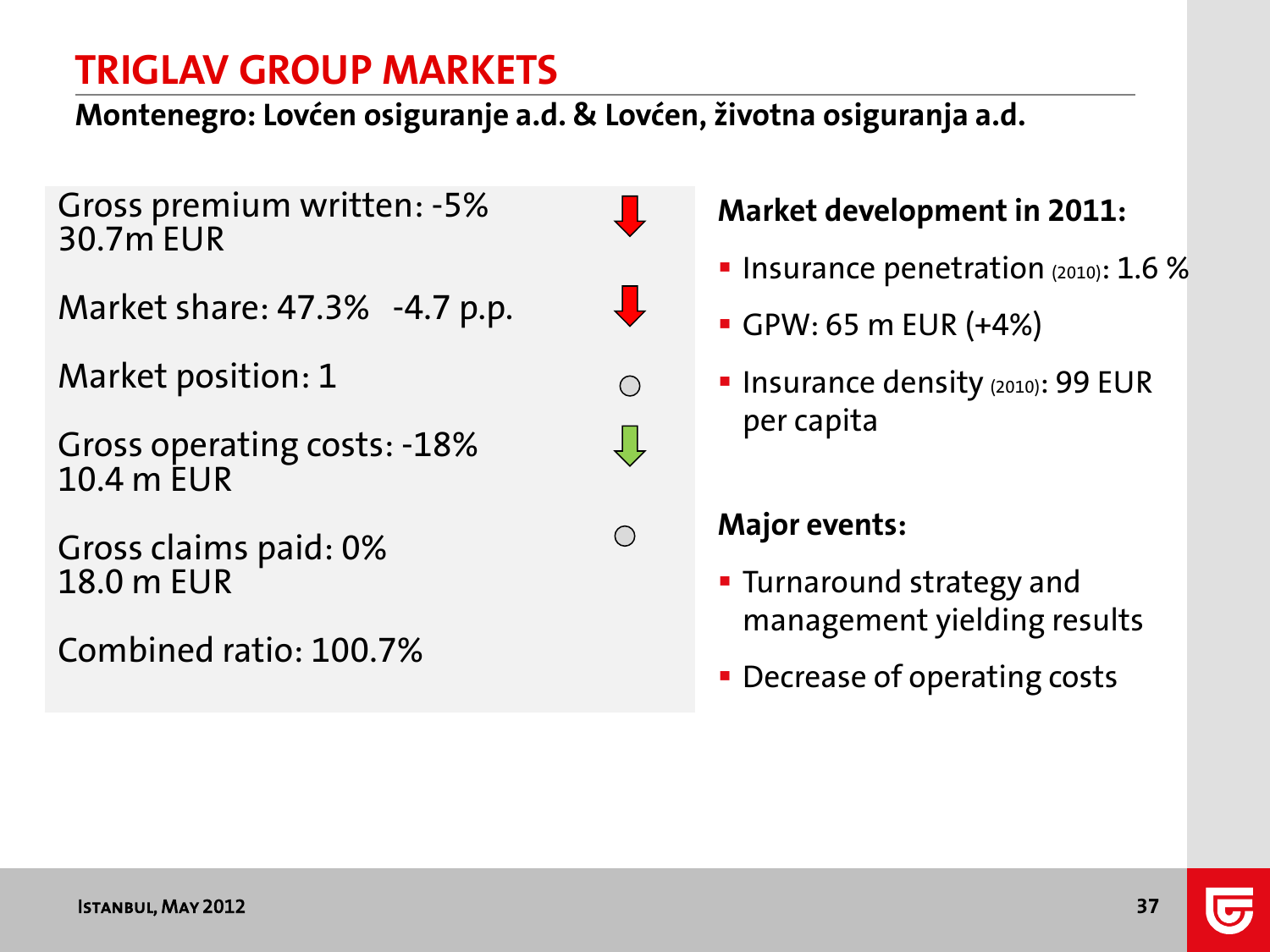# TRIGLAV GROUP MARKETS

**Montenegro: Lovćen osiguranje a.d. & Lovćen, životna osiguranja a.d.**

Gross premium written: -5%
30.7m EUR

Market share: 47.3% -4.7 p.p.

Market position: 1

Gross operating costs: -18%
10.4 m EUR

Gross claims paid: 0%
18.0 m EUR

Combined ratio: 100.7%

**Market development in 2011:**

- Insurance penetration (2010): 1.6 %
- GPW: 65 m EUR (+4%)
- Insurance density (2010): 99 EUR per capita

**Major events:**

- Turnaround strategy and management yielding results
- Decrease of operating costs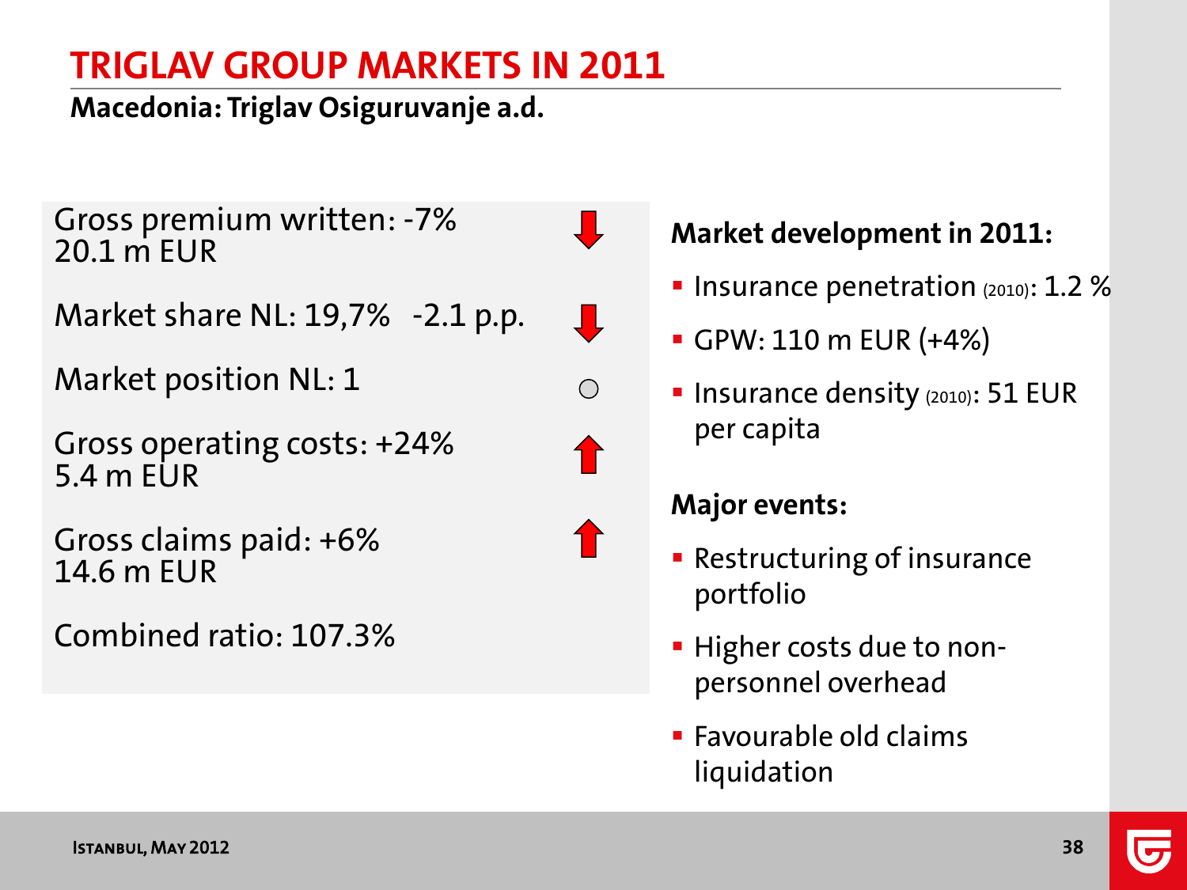# TRIGLAV GROUP MARKETS IN 2011

## Macedonia: Triglav Osiguruvanje a.d.

Gross premium written: -7% ↓
20.1 m EUR

Market share NL: 19,7% -2.1 p.p. ↓

Market position NL: 1 ○

Gross operating costs: +24% ↑
5.4 m EUR

Gross claims paid: +6% ↑
14.6 m EUR

Combined ratio: 107.3%

**Market development in 2011:**

- Insurance penetration (2010): 1.2 %
- GPW: 110 m EUR (+4%)
- Insurance density (2010): 51 EUR per capita

**Major events:**

- Restructuring of insurance portfolio
- Higher costs due to non-personnel overhead
- Favourable old claims liquidation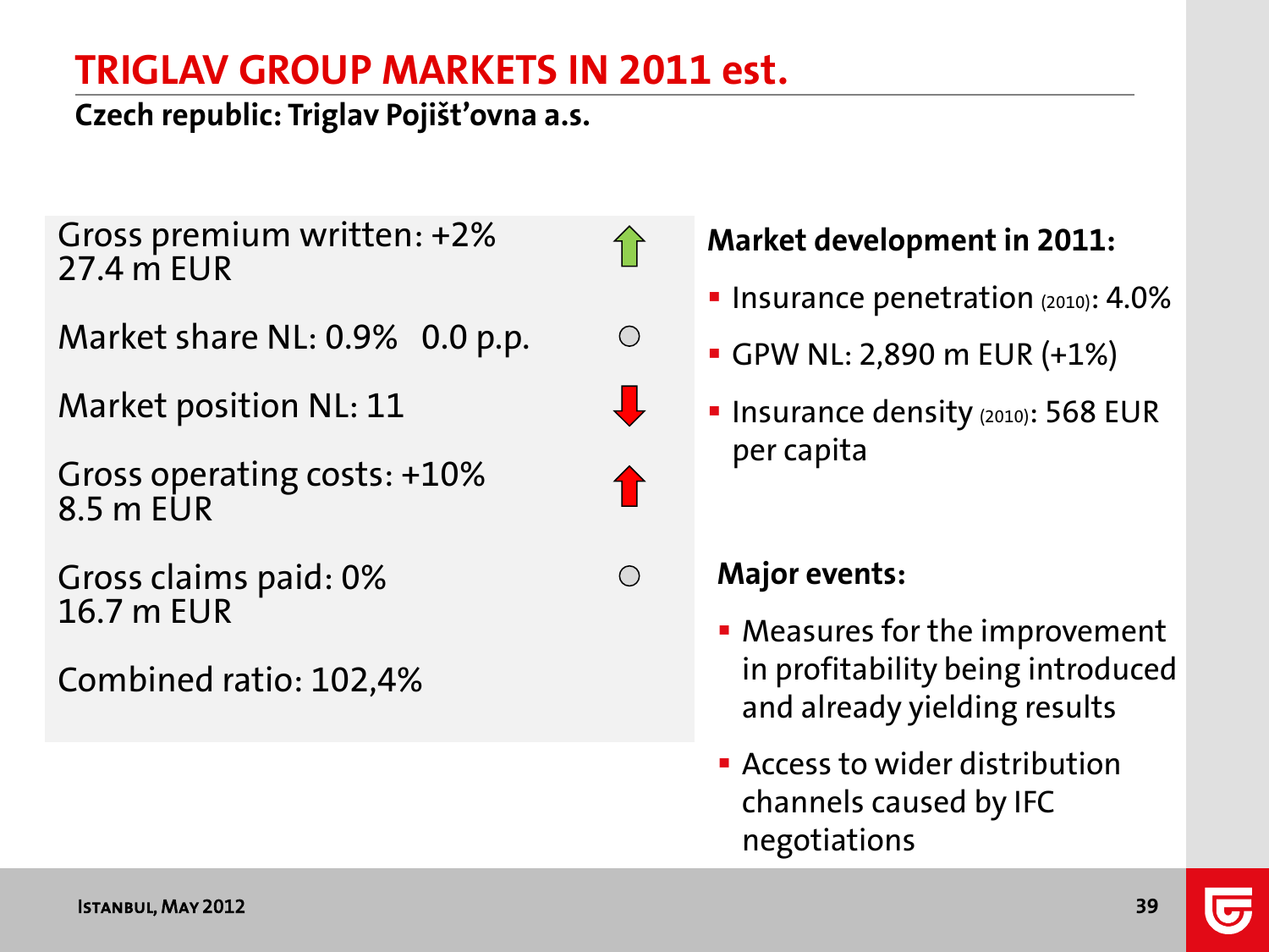# TRIGLAV GROUP MARKETS IN 2011 est.

**Czech republic: Triglav Pojišťovna a.s.**

Gross premium written: +2%
27.4 m EUR ↑

Market share NL: 0.9% 0.0 p.p. ○

Market position NL: 11 ↓

Gross operating costs: +10%
8.5 m EUR ↑

Gross claims paid: 0%
16.7 m EUR ○

Combined ratio: 102,4%

**Market development in 2011:**

- Insurance penetration (2010): 4.0%
- GPW NL: 2,890 m EUR (+1%)
- Insurance density (2010): 568 EUR per capita

**Major events:**

- Measures for the improvement in profitability being introduced and already yielding results
- Access to wider distribution channels caused by IFC negotiations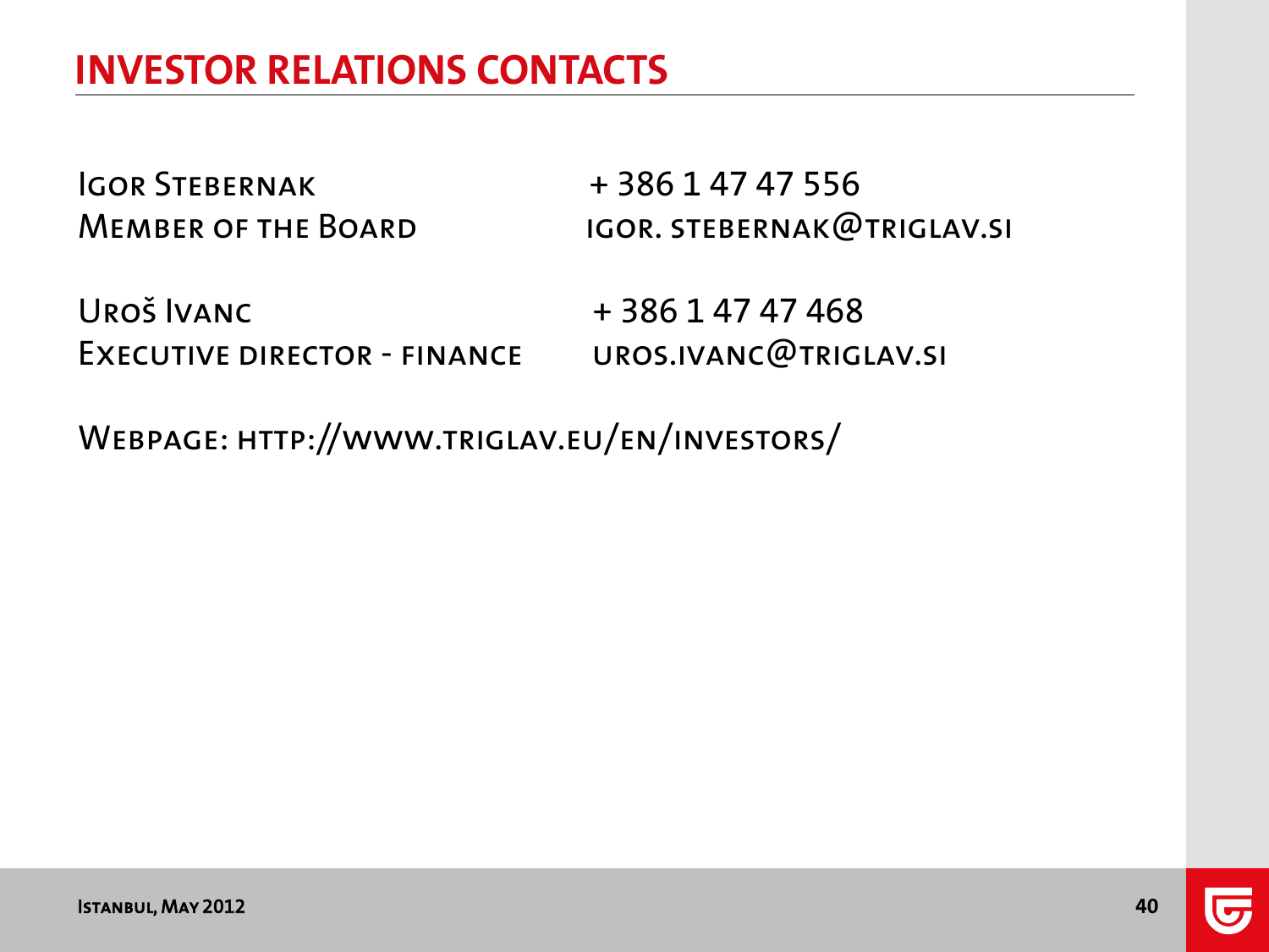# INVESTOR RELATIONS CONTACTS

Igor Stebernak
Member of the Board

+ 386 1 47 47 556
igor. stebernak@triglav.si

Uroš Ivanc
Executive director - finance

+ 386 1 47 47 468
uros.ivanc@triglav.si

Webpage: http://www.triglav.eu/en/investors/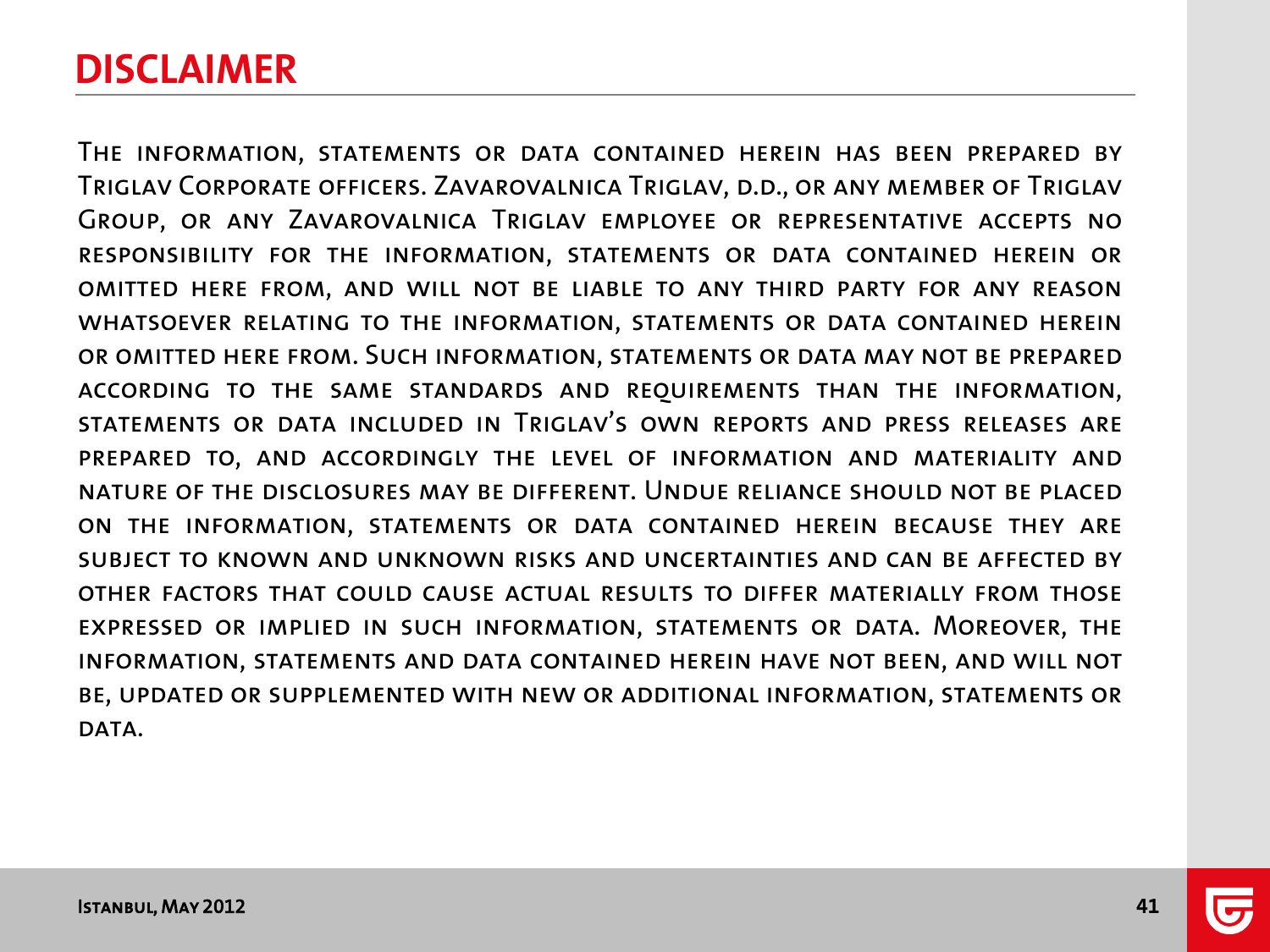# DISCLAIMER

The information, statements or data contained herein has been prepared by Triglav Corporate officers. Zavarovalnica Triglav, d.d., or any member of Triglav Group, or any Zavarovalnica Triglav employee or representative accepts no responsibility for the information, statements or data contained herein or omitted here from, and will not be liable to any third party for any reason whatsoever relating to the information, statements or data contained herein or omitted here from. Such information, statements or data may not be prepared according to the same standards and requirements than the information, statements or data included in Triglav's own reports and press releases are prepared to, and accordingly the level of information and materiality and nature of the disclosures may be different. Undue reliance should not be placed on the information, statements or data contained herein because they are subject to known and unknown risks and uncertainties and can be affected by other factors that could cause actual results to differ materially from those expressed or implied in such information, statements or data. Moreover, the information, statements and data contained herein have not been, and will not be, updated or supplemented with new or additional information, statements or data.